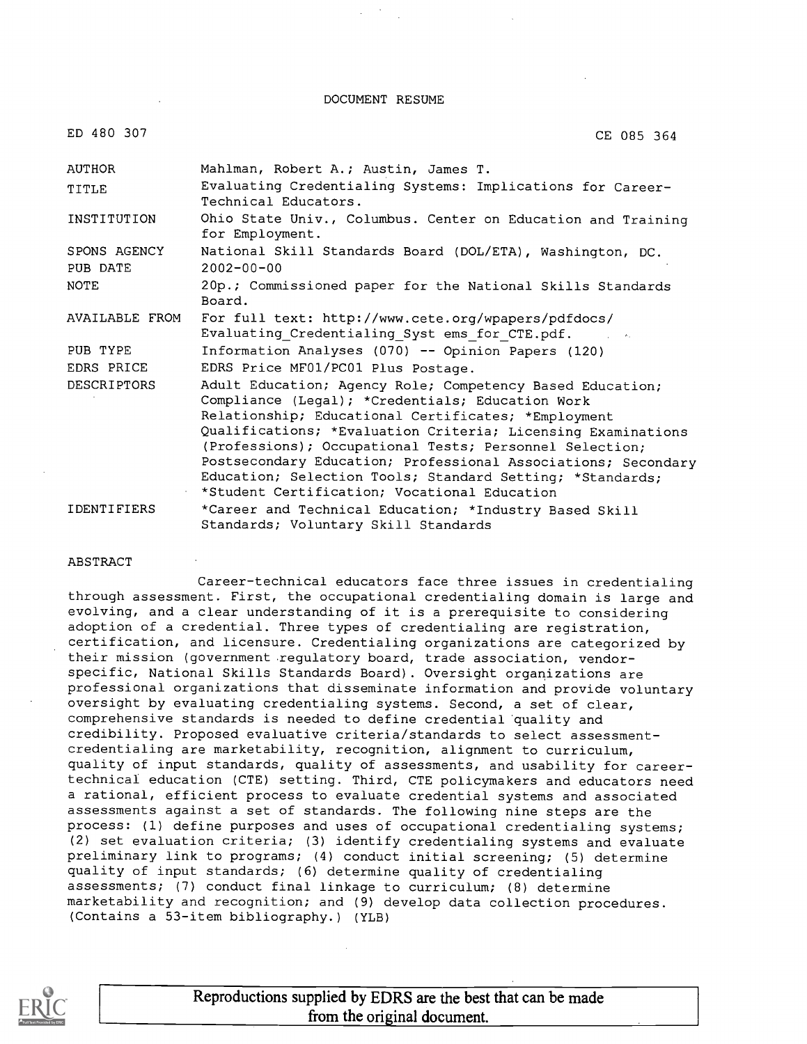# DOCUMENT RESUME

ED 480 307 CE 085 364

| | |
|---|---|
| AUTHOR | Mahlman, Robert A.; Austin, James T. |
| TITLE | Evaluating Credentialing Systems: Implications for Career-Technical Educators. |
| INSTITUTION | Ohio State Univ., Columbus. Center on Education and Training for Employment. |
| SPONS AGENCY | National Skill Standards Board (DOL/ETA), Washington, DC. |
| PUB DATE | 2002-00-00 |
| NOTE | 20p.; Commissioned paper for the National Skills Standards Board. |
| AVAILABLE FROM | For full text: http://www.cete.org/wpapers/pdfdocs/Evaluating_Credentialing_Syst ems_for_CTE.pdf. |
| PUB TYPE | Information Analyses (070) -- Opinion Papers (120) |
| EDRS PRICE | EDRS Price MF01/PC01 Plus Postage. |
| DESCRIPTORS | Adult Education; Agency Role; Competency Based Education; Compliance (Legal); *Credentials; Education Work Relationship; Educational Certificates; *Employment Qualifications; *Evaluation Criteria; Licensing Examinations (Professions); Occupational Tests; Personnel Selection; Postsecondary Education; Professional Associations; Secondary Education; Selection Tools; Standard Setting; *Standards; *Student Certification; Vocational Education |
| IDENTIFIERS | *Career and Technical Education; *Industry Based Skill Standards; Voluntary Skill Standards |

## ABSTRACT

Career-technical educators face three issues in credentialing through assessment. First, the occupational credentialing domain is large and evolving, and a clear understanding of it is a prerequisite to considering adoption of a credential. Three types of credentialing are registration, certification, and licensure. Credentialing organizations are categorized by their mission (government regulatory board, trade association, vendor-specific, National Skills Standards Board). Oversight organizations are professional organizations that disseminate information and provide voluntary oversight by evaluating credentialing systems. Second, a set of clear, comprehensive standards is needed to define credential quality and credibility. Proposed evaluative criteria/standards to select assessment-credentialing are marketability, recognition, alignment to curriculum, quality of input standards, quality of assessments, and usability for career-technical education (CTE) setting. Third, CTE policymakers and educators need a rational, efficient process to evaluate credential systems and associated assessments against a set of standards. The following nine steps are the process: (1) define purposes and uses of occupational credentialing systems; (2) set evaluation criteria; (3) identify credentialing systems and evaluate preliminary link to programs; (4) conduct initial screening; (5) determine quality of input standards; (6) determine quality of credentialing assessments; (7) conduct final linkage to curriculum; (8) determine marketability and recognition; and (9) develop data collection procedures. (Contains a 53-item bibliography.) (YLB)

Reproductions supplied by EDRS are the best that can be made from the original document.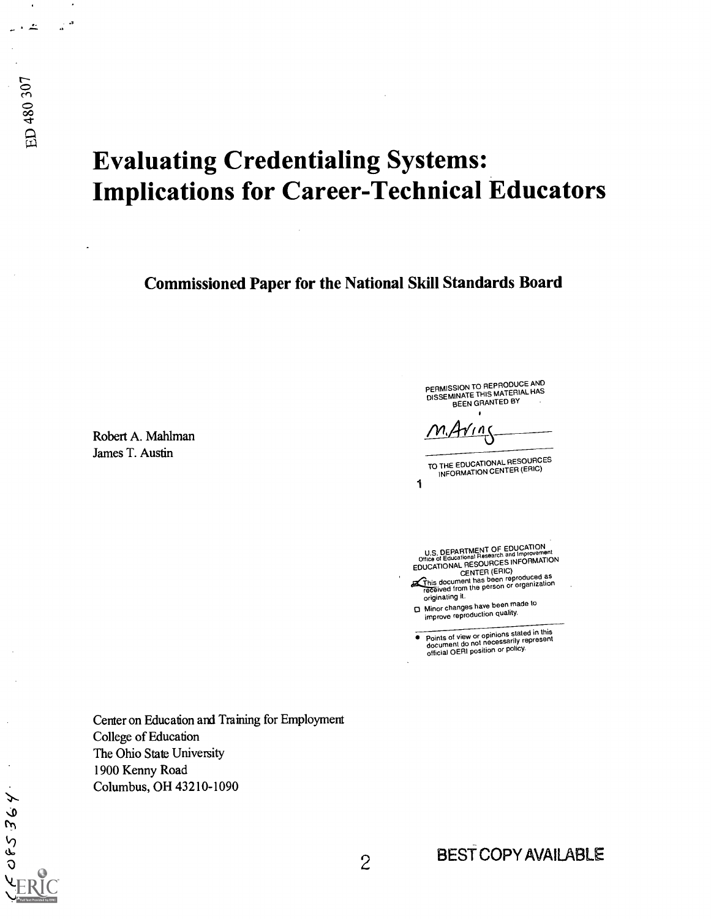ED 480 307

# Evaluating Credentialing Systems: Implications for Career-Technical Educators

**Commissioned Paper for the National Skill Standards Board**

Robert A. Mahlman
James T. Austin

PERMISSION TO REPRODUCE AND DISSEMINATE THIS MATERIAL HAS BEEN GRANTED BY

M. Arins

TO THE EDUCATIONAL RESOURCES INFORMATION CENTER (ERIC)

1

U.S. DEPARTMENT OF EDUCATION
Office of Educational Research and Improvement
EDUCATIONAL RESOURCES INFORMATION CENTER (ERIC)

- This document has been reproduced as received from the person or organization originating it.
- Minor changes have been made to improve reproduction quality.

- Points of view or opinions stated in this document do not necessarily represent official OERI position or policy.

Center on Education and Training for Employment
College of Education
The Ohio State University
1900 Kenny Road
Columbus, OH 43210-1090

CE 085 364

BEST COPY AVAILABLE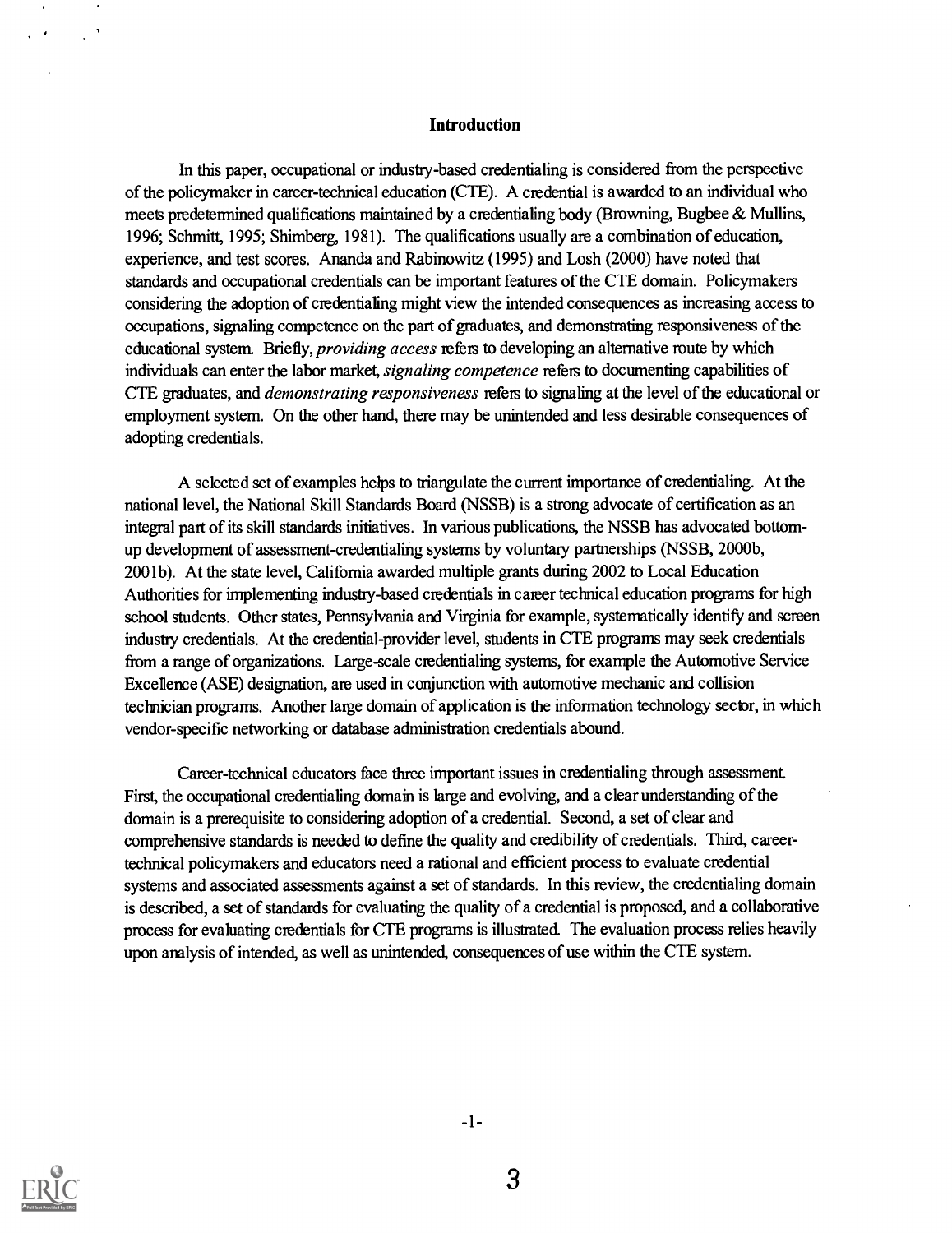## Introduction

In this paper, occupational or industry-based credentialing is considered from the perspective of the policymaker in career-technical education (CTE). A credential is awarded to an individual who meets predetermined qualifications maintained by a credentialing body (Browning, Bugbee & Mullins, 1996; Schmitt, 1995; Shimberg, 1981). The qualifications usually are a combination of education, experience, and test scores. Ananda and Rabinowitz (1995) and Losh (2000) have noted that standards and occupational credentials can be important features of the CTE domain. Policymakers considering the adoption of credentialing might view the intended consequences as increasing access to occupations, signaling competence on the part of graduates, and demonstrating responsiveness of the educational system. Briefly, *providing access* refers to developing an alternative route by which individuals can enter the labor market, *signaling competence* refers to documenting capabilities of CTE graduates, and *demonstrating responsiveness* refers to signaling at the level of the educational or employment system. On the other hand, there may be unintended and less desirable consequences of adopting credentials.

A selected set of examples helps to triangulate the current importance of credentialing. At the national level, the National Skill Standards Board (NSSB) is a strong advocate of certification as an integral part of its skill standards initiatives. In various publications, the NSSB has advocated bottom-up development of assessment-credentialing systems by voluntary partnerships (NSSB, 2000b, 2001b). At the state level, California awarded multiple grants during 2002 to Local Education Authorities for implementing industry-based credentials in career technical education programs for high school students. Other states, Pennsylvania and Virginia for example, systematically identify and screen industry credentials. At the credential-provider level, students in CTE programs may seek credentials from a range of organizations. Large-scale credentialing systems, for example the Automotive Service Excellence (ASE) designation, are used in conjunction with automotive mechanic and collision technician programs. Another large domain of application is the information technology sector, in which vendor-specific networking or database administration credentials abound.

Career-technical educators face three important issues in credentialing through assessment. First, the occupational credentialing domain is large and evolving, and a clear understanding of the domain is a prerequisite to considering adoption of a credential. Second, a set of clear and comprehensive standards is needed to define the quality and credibility of credentials. Third, career-technical policymakers and educators need a rational and efficient process to evaluate credential systems and associated assessments against a set of standards. In this review, the credentialing domain is described, a set of standards for evaluating the quality of a credential is proposed, and a collaborative process for evaluating credentials for CTE programs is illustrated. The evaluation process relies heavily upon analysis of intended, as well as unintended, consequences of use within the CTE system.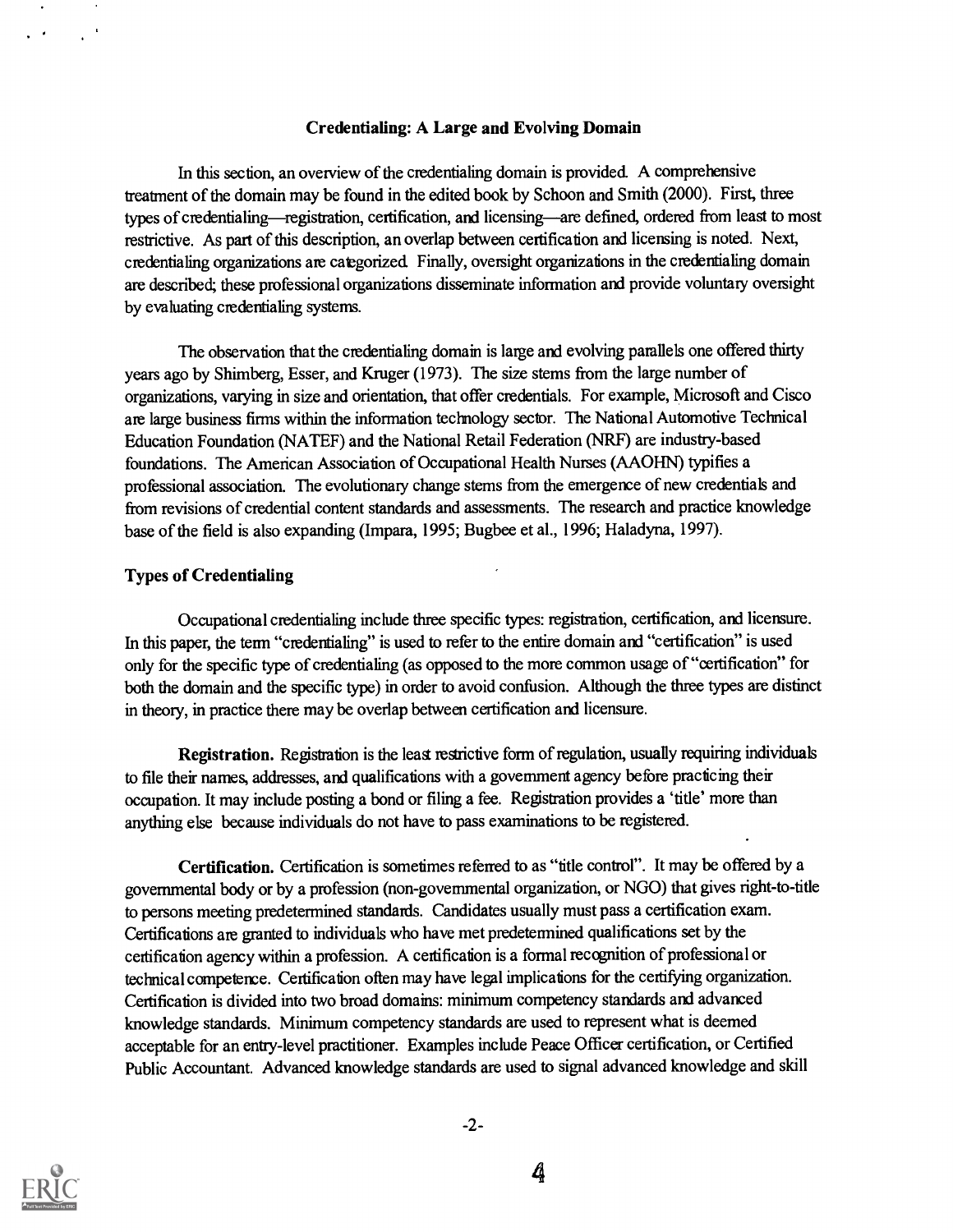## Credentialing: A Large and Evolving Domain

In this section, an overview of the credentialing domain is provided. A comprehensive treatment of the domain may be found in the edited book by Schoon and Smith (2000). First, three types of credentialing—registration, certification, and licensing—are defined, ordered from least to most restrictive. As part of this description, an overlap between certification and licensing is noted. Next, credentialing organizations are categorized. Finally, oversight organizations in the credentialing domain are described; these professional organizations disseminate information and provide voluntary oversight by evaluating credentialing systems.

The observation that the credentialing domain is large and evolving parallels one offered thirty years ago by Shimberg, Esser, and Kruger (1973). The size stems from the large number of organizations, varying in size and orientation, that offer credentials. For example, Microsoft and Cisco are large business firms within the information technology sector. The National Automotive Technical Education Foundation (NATEF) and the National Retail Federation (NRF) are industry-based foundations. The American Association of Occupational Health Nurses (AAOHN) typifies a professional association. The evolutionary change stems from the emergence of new credentials and from revisions of credential content standards and assessments. The research and practice knowledge base of the field is also expanding (Impara, 1995; Bugbee et al., 1996; Haladyna, 1997).

### Types of Credentialing

Occupational credentialing include three specific types: registration, certification, and licensure. In this paper, the term "credentialing" is used to refer to the entire domain and "certification" is used only for the specific type of credentialing (as opposed to the more common usage of "certification" for both the domain and the specific type) in order to avoid confusion. Although the three types are distinct in theory, in practice there may be overlap between certification and licensure.

**Registration.** Registration is the least restrictive form of regulation, usually requiring individuals to file their names, addresses, and qualifications with a government agency before practicing their occupation. It may include posting a bond or filing a fee. Registration provides a 'title' more than anything else because individuals do not have to pass examinations to be registered.

**Certification.** Certification is sometimes referred to as "title control". It may be offered by a governmental body or by a profession (non-governmental organization, or NGO) that gives right-to-title to persons meeting predetermined standards. Candidates usually must pass a certification exam. Certifications are granted to individuals who have met predetermined qualifications set by the certification agency within a profession. A certification is a formal recognition of professional or technical competence. Certification often may have legal implications for the certifying organization. Certification is divided into two broad domains: minimum competency standards and advanced knowledge standards. Minimum competency standards are used to represent what is deemed acceptable for an entry-level practitioner. Examples include Peace Officer certification, or Certified Public Accountant. Advanced knowledge standards are used to signal advanced knowledge and skill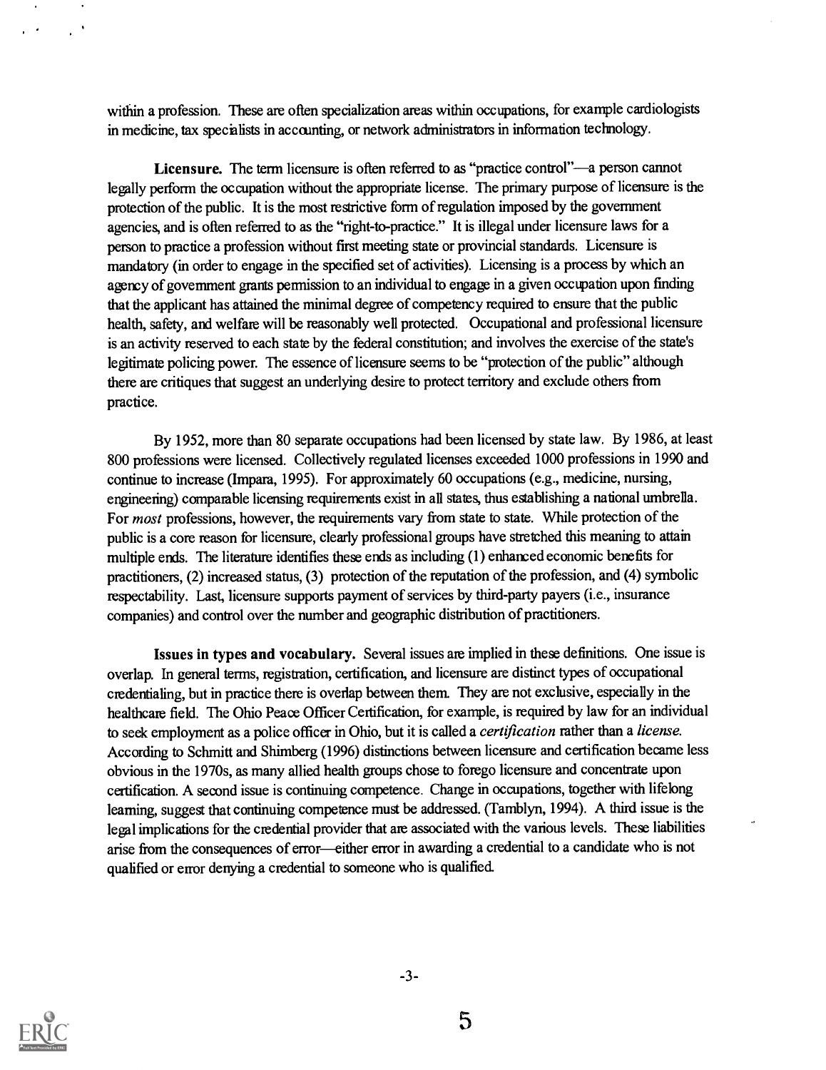within a profession. These are often specialization areas within occupations, for example cardiologists in medicine, tax specialists in accounting, or network administrators in information technology.

**Licensure.** The term licensure is often referred to as "practice control"—a person cannot legally perform the occupation without the appropriate license. The primary purpose of licensure is the protection of the public. It is the most restrictive form of regulation imposed by the government agencies, and is often referred to as the "right-to-practice." It is illegal under licensure laws for a person to practice a profession without first meeting state or provincial standards. Licensure is mandatory (in order to engage in the specified set of activities). Licensing is a process by which an agency of government grants permission to an individual to engage in a given occupation upon finding that the applicant has attained the minimal degree of competency required to ensure that the public health, safety, and welfare will be reasonably well protected. Occupational and professional licensure is an activity reserved to each state by the federal constitution; and involves the exercise of the state's legitimate policing power. The essence of licensure seems to be "protection of the public" although there are critiques that suggest an underlying desire to protect territory and exclude others from practice.

By 1952, more than 80 separate occupations had been licensed by state law. By 1986, at least 800 professions were licensed. Collectively regulated licenses exceeded 1000 professions in 1990 and continue to increase (Impara, 1995). For approximately 60 occupations (e.g., medicine, nursing, engineering) comparable licensing requirements exist in all states, thus establishing a national umbrella. For *most* professions, however, the requirements vary from state to state. While protection of the public is a core reason for licensure, clearly professional groups have stretched this meaning to attain multiple ends. The literature identifies these ends as including (1) enhanced economic benefits for practitioners, (2) increased status, (3) protection of the reputation of the profession, and (4) symbolic respectability. Last, licensure supports payment of services by third-party payers (i.e., insurance companies) and control over the number and geographic distribution of practitioners.

**Issues in types and vocabulary.** Several issues are implied in these definitions. One issue is overlap. In general terms, registration, certification, and licensure are distinct types of occupational credentialing, but in practice there is overlap between them. They are not exclusive, especially in the healthcare field. The Ohio Peace Officer Certification, for example, is required by law for an individual to seek employment as a police officer in Ohio, but it is called a *certification* rather than a *license.* According to Schmitt and Shimberg (1996) distinctions between licensure and certification became less obvious in the 1970s, as many allied health groups chose to forego licensure and concentrate upon certification. A second issue is continuing competence. Change in occupations, together with lifelong learning, suggest that continuing competence must be addressed. (Tamblyn, 1994). A third issue is the legal implications for the credential provider that are associated with the various levels. These liabilities arise from the consequences of error—either error in awarding a credential to a candidate who is not qualified or error denying a credential to someone who is qualified.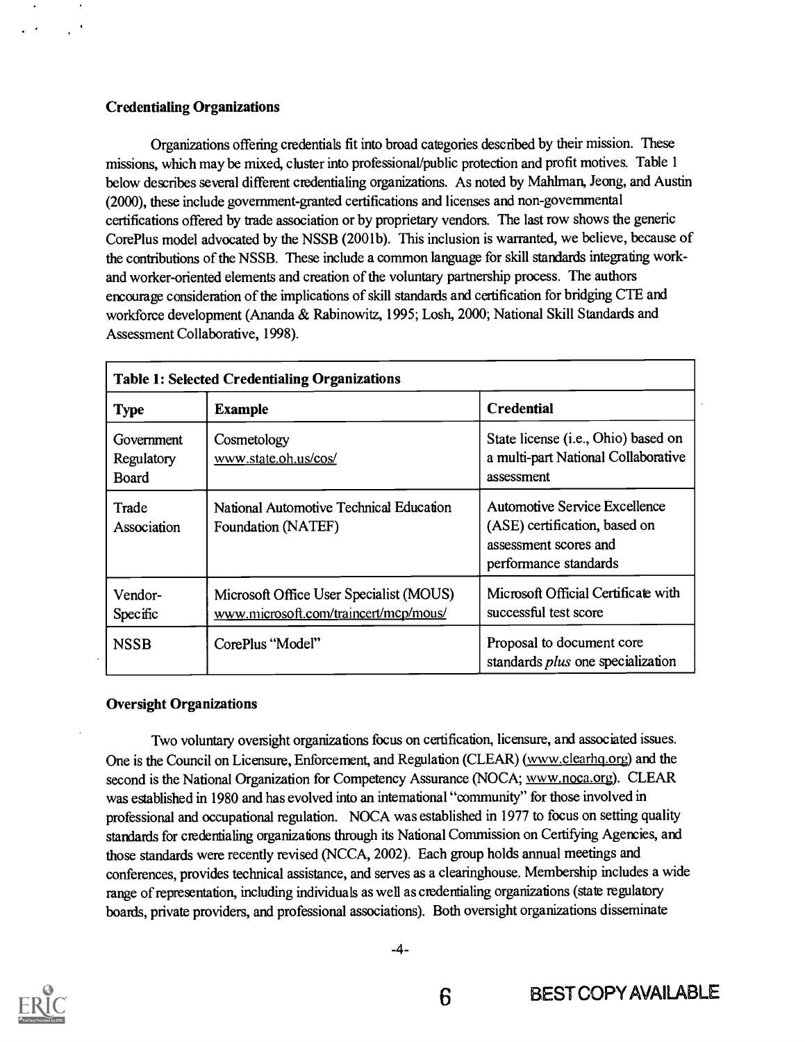### Credentialing Organizations

Organizations offering credentials fit into broad categories described by their mission. These missions, which may be mixed, cluster into professional/public protection and profit motives. Table 1 below describes several different credentialing organizations. As noted by Mahlman, Jeong, and Austin (2000), these include government-granted certifications and licenses and non-governmental certifications offered by trade association or by proprietary vendors. The last row shows the generic CorePlus model advocated by the NSSB (2001b). This inclusion is warranted, we believe, because of the contributions of the NSSB. These include a common language for skill standards integrating work- and worker-oriented elements and creation of the voluntary partnership process. The authors encourage consideration of the implications of skill standards and certification for bridging CTE and workforce development (Ananda & Rabinowitz, 1995; Losh, 2000; National Skill Standards and Assessment Collaborative, 1998).

**Table 1: Selected Credentialing Organizations**

| Type | Example | Credential |
|---|---|---|
| Government Regulatory Board | Cosmetology www.state.oh.us/cos/ | State license (i.e., Ohio) based on a multi-part National Collaborative assessment |
| Trade Association | National Automotive Technical Education Foundation (NATEF) | Automotive Service Excellence (ASE) certification, based on assessment scores and performance standards |
| Vendor-Specific | Microsoft Office User Specialist (MOUS) www.microsoft.com/traincert/mcp/mous/ | Microsoft Official Certificate with successful test score |
| NSSB | CorePlus "Model" | Proposal to document core standards *plus* one specialization |

### Oversight Organizations

Two voluntary oversight organizations focus on certification, licensure, and associated issues. One is the Council on Licensure, Enforcement, and Regulation (CLEAR) (www.clearhq.org) and the second is the National Organization for Competency Assurance (NOCA; www.noca.org). CLEAR was established in 1980 and has evolved into an international "community" for those involved in professional and occupational regulation. NOCA was established in 1977 to focus on setting quality standards for credentialing organizations through its National Commission on Certifying Agencies, and those standards were recently revised (NCCA, 2002). Each group holds annual meetings and conferences, provides technical assistance, and serves as a clearinghouse. Membership includes a wide range of representation, including individuals as well as credentialing organizations (state regulatory boards, private providers, and professional associations). Both oversight organizations disseminate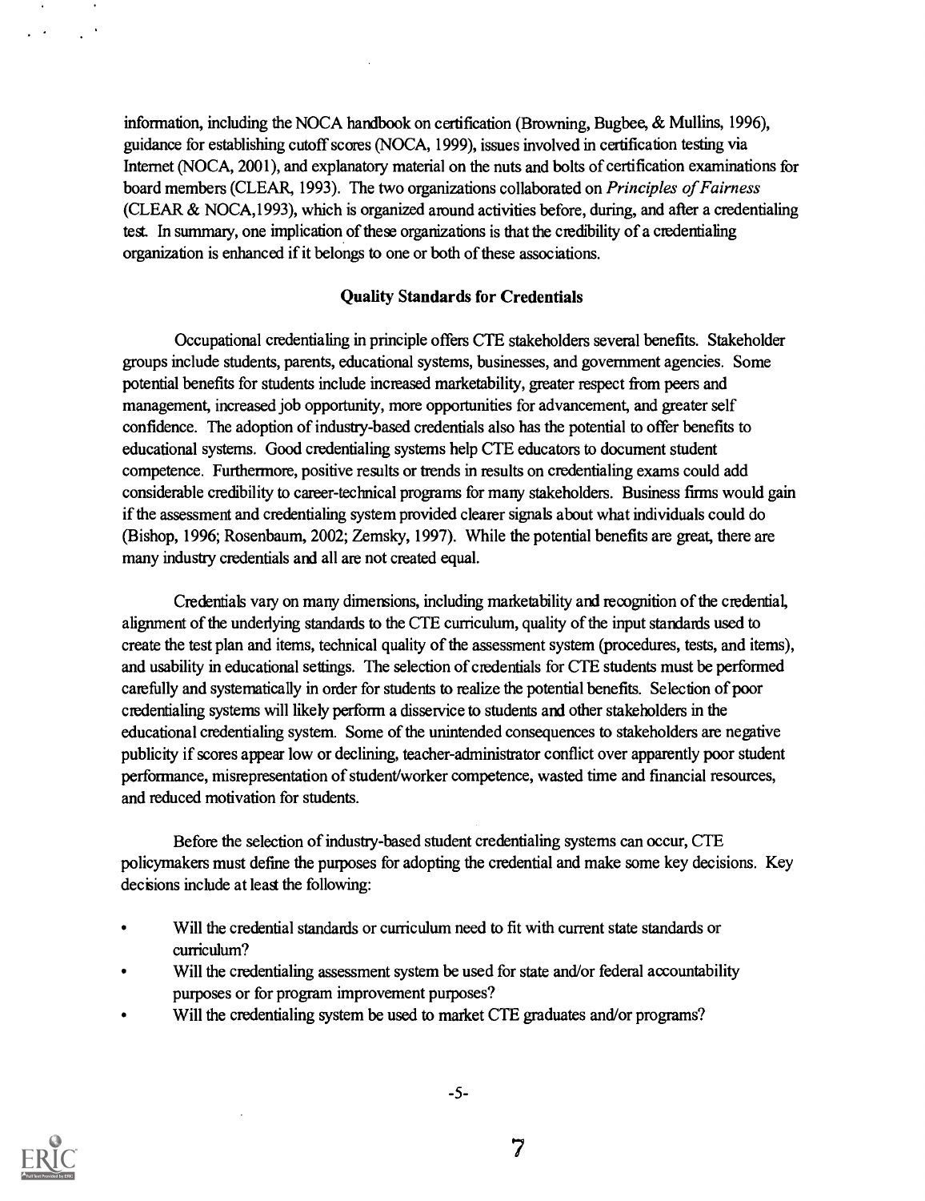information, including the NOCA handbook on certification (Browning, Bugbee, & Mullins, 1996), guidance for establishing cutoff scores (NOCA, 1999), issues involved in certification testing via Internet (NOCA, 2001), and explanatory material on the nuts and bolts of certification examinations for board members (CLEAR, 1993). The two organizations collaborated on *Principles of Fairness* (CLEAR & NOCA,1993), which is organized around activities before, during, and after a credentialing test. In summary, one implication of these organizations is that the credibility of a credentialing organization is enhanced if it belongs to one or both of these associations.

### Quality Standards for Credentials

Occupational credentialing in principle offers CTE stakeholders several benefits. Stakeholder groups include students, parents, educational systems, businesses, and government agencies. Some potential benefits for students include increased marketability, greater respect from peers and management, increased job opportunity, more opportunities for advancement, and greater self confidence. The adoption of industry-based credentials also has the potential to offer benefits to educational systems. Good credentialing systems help CTE educators to document student competence. Furthermore, positive results or trends in results on credentialing exams could add considerable credibility to career-technical programs for many stakeholders. Business firms would gain if the assessment and credentialing system provided clearer signals about what individuals could do (Bishop, 1996; Rosenbaum, 2002; Zemsky, 1997). While the potential benefits are great, there are many industry credentials and all are not created equal.

Credentials vary on many dimensions, including marketability and recognition of the credential, alignment of the underlying standards to the CTE curriculum, quality of the input standards used to create the test plan and items, technical quality of the assessment system (procedures, tests, and items), and usability in educational settings. The selection of credentials for CTE students must be performed carefully and systematically in order for students to realize the potential benefits. Selection of poor credentialing systems will likely perform a disservice to students and other stakeholders in the educational credentialing system. Some of the unintended consequences to stakeholders are negative publicity if scores appear low or declining, teacher-administrator conflict over apparently poor student performance, misrepresentation of student/worker competence, wasted time and financial resources, and reduced motivation for students.

Before the selection of industry-based student credentialing systems can occur, CTE policymakers must define the purposes for adopting the credential and make some key decisions. Key decisions include at least the following:

- Will the credential standards or curriculum need to fit with current state standards or curriculum?
- Will the credentialing assessment system be used for state and/or federal accountability purposes or for program improvement purposes?
- Will the credentialing system be used to market CTE graduates and/or programs?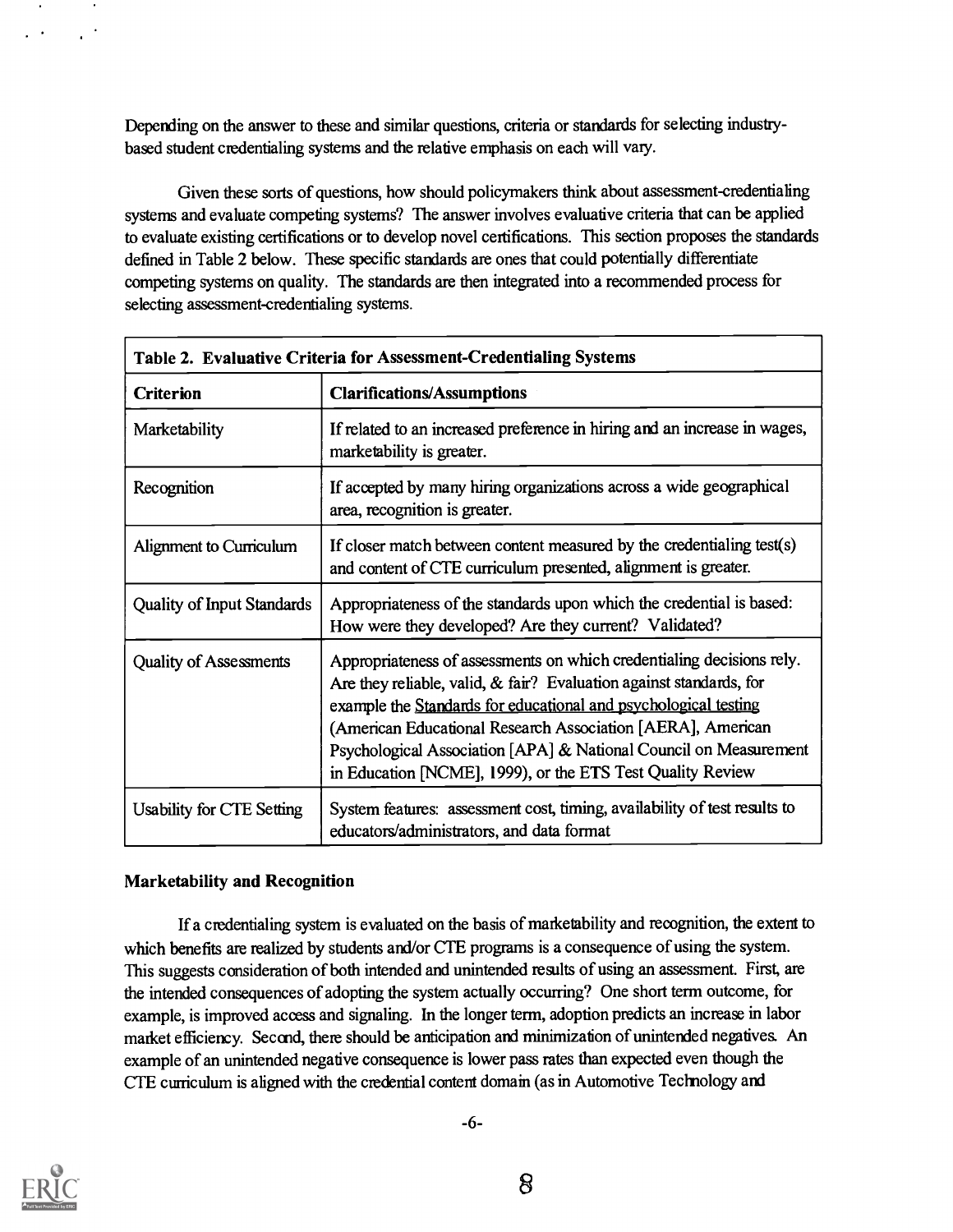Depending on the answer to these and similar questions, criteria or standards for selecting industry-based student credentialing systems and the relative emphasis on each will vary.

Given these sorts of questions, how should policymakers think about assessment-credentialing systems and evaluate competing systems? The answer involves evaluative criteria that can be applied to evaluate existing certifications or to develop novel certifications. This section proposes the standards defined in Table 2 below. These specific standards are ones that could potentially differentiate competing systems on quality. The standards are then integrated into a recommended process for selecting assessment-credentialing systems.

**Table 2. Evaluative Criteria for Assessment-Credentialing Systems**

| Criterion | Clarifications/Assumptions |
|---|---|
| Marketability | If related to an increased preference in hiring and an increase in wages, marketability is greater. |
| Recognition | If accepted by many hiring organizations across a wide geographical area, recognition is greater. |
| Alignment to Curriculum | If closer match between content measured by the credentialing test(s) and content of CTE curriculum presented, alignment is greater. |
| Quality of Input Standards | Appropriateness of the standards upon which the credential is based: How were they developed? Are they current? Validated? |
| Quality of Assessments | Appropriateness of assessments on which credentialing decisions rely. Are they reliable, valid, & fair? Evaluation against standards, for example the Standards for educational and psychological testing (American Educational Research Association [AERA], American Psychological Association [APA] & National Council on Measurement in Education [NCME], 1999), or the ETS Test Quality Review |
| Usability for CTE Setting | System features: assessment cost, timing, availability of test results to educators/administrators, and data format |

### Marketability and Recognition

If a credentialing system is evaluated on the basis of marketability and recognition, the extent to which benefits are realized by students and/or CTE programs is a consequence of using the system. This suggests consideration of both intended and unintended results of using an assessment. First, are the intended consequences of adopting the system actually occurring? One short term outcome, for example, is improved access and signaling. In the longer term, adoption predicts an increase in labor market efficiency. Second, there should be anticipation and minimization of unintended negatives. An example of an unintended negative consequence is lower pass rates than expected even though the CTE curriculum is aligned with the credential content domain (as in Automotive Technology and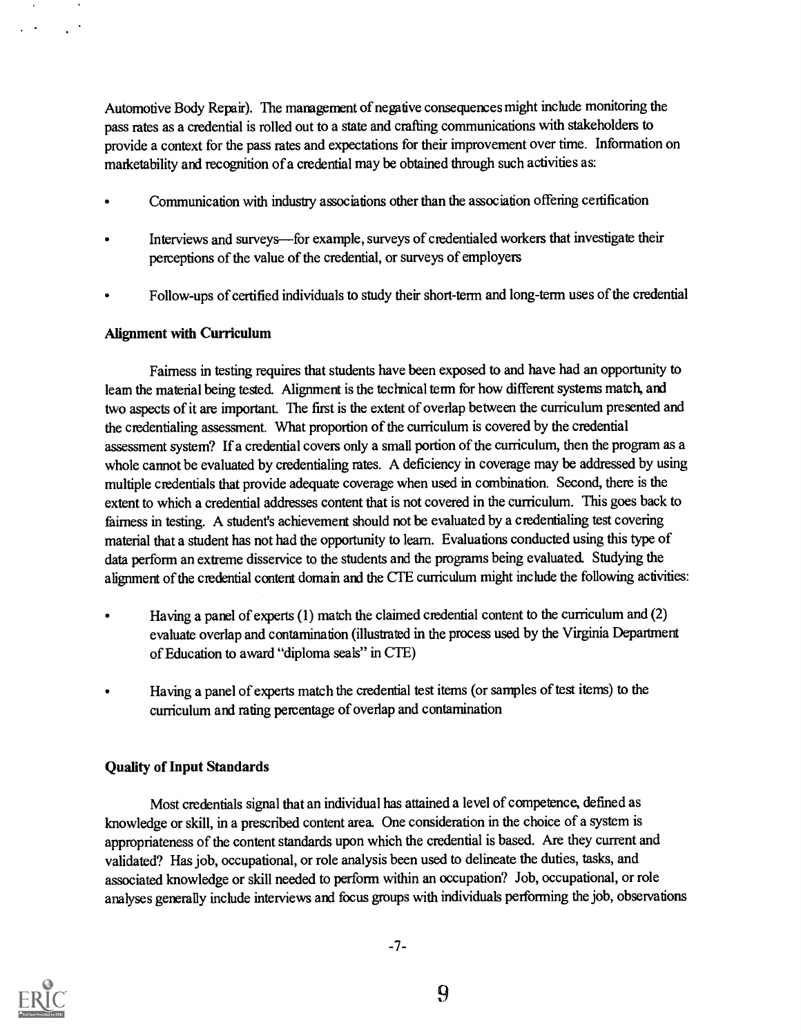Automotive Body Repair). The management of negative consequences might include monitoring the pass rates as a credential is rolled out to a state and crafting communications with stakeholders to provide a context for the pass rates and expectations for their improvement over time. Information on marketability and recognition of a credential may be obtained through such activities as:

- Communication with industry associations other than the association offering certification
- Interviews and surveys—for example, surveys of credentialed workers that investigate their perceptions of the value of the credential, or surveys of employers
- Follow-ups of certified individuals to study their short-term and long-term uses of the credential

### Alignment with Curriculum

Fairness in testing requires that students have been exposed to and have had an opportunity to learn the material being tested. Alignment is the technical term for how different systems match, and two aspects of it are important. The first is the extent of overlap between the curriculum presented and the credentialing assessment. What proportion of the curriculum is covered by the credential assessment system? If a credential covers only a small portion of the curriculum, then the program as a whole cannot be evaluated by credentialing rates. A deficiency in coverage may be addressed by using multiple credentials that provide adequate coverage when used in combination. Second, there is the extent to which a credential addresses content that is not covered in the curriculum. This goes back to fairness in testing. A student's achievement should not be evaluated by a credentialing test covering material that a student has not had the opportunity to learn. Evaluations conducted using this type of data perform an extreme disservice to the students and the programs being evaluated. Studying the alignment of the credential content domain and the CTE curriculum might include the following activities:

- Having a panel of experts (1) match the claimed credential content to the curriculum and (2) evaluate overlap and contamination (illustrated in the process used by the Virginia Department of Education to award "diploma seals" in CTE)
- Having a panel of experts match the credential test items (or samples of test items) to the curriculum and rating percentage of overlap and contamination

### Quality of Input Standards

Most credentials signal that an individual has attained a level of competence, defined as knowledge or skill, in a prescribed content area. One consideration in the choice of a system is appropriateness of the content standards upon which the credential is based. Are they current and validated? Has job, occupational, or role analysis been used to delineate the duties, tasks, and associated knowledge or skill needed to perform within an occupation? Job, occupational, or role analyses generally include interviews and focus groups with individuals performing the job, observations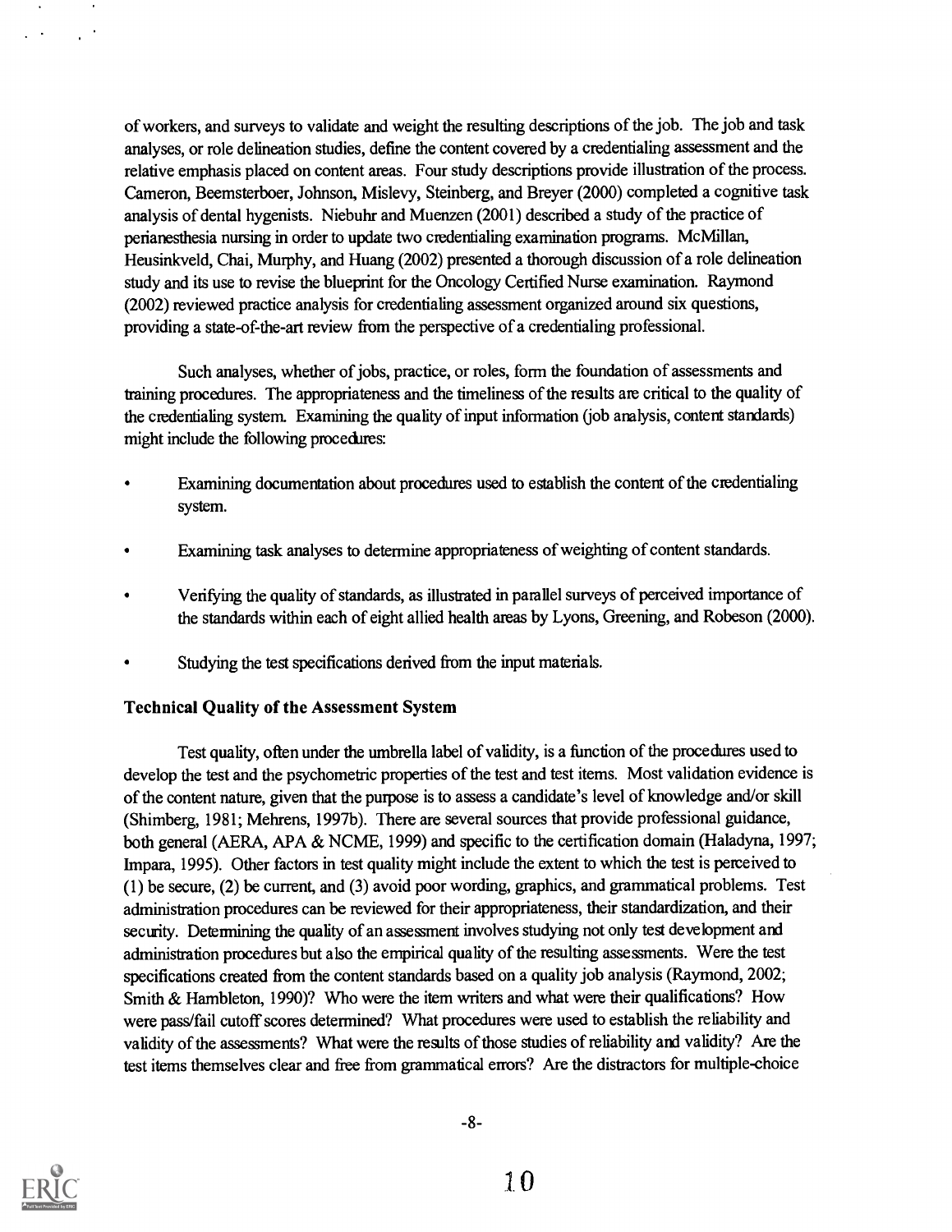of workers, and surveys to validate and weight the resulting descriptions of the job. The job and task analyses, or role delineation studies, define the content covered by a credentialing assessment and the relative emphasis placed on content areas. Four study descriptions provide illustration of the process. Cameron, Beemsterboer, Johnson, Mislevy, Steinberg, and Breyer (2000) completed a cognitive task analysis of dental hygenists. Niebuhr and Muenzen (2001) described a study of the practice of perianesthesia nursing in order to update two credentialing examination programs. McMillan, Heusinkveld, Chai, Murphy, and Huang (2002) presented a thorough discussion of a role delineation study and its use to revise the blueprint for the Oncology Certified Nurse examination. Raymond (2002) reviewed practice analysis for credentialing assessment organized around six questions, providing a state-of-the-art review from the perspective of a credentialing professional.

Such analyses, whether of jobs, practice, or roles, form the foundation of assessments and training procedures. The appropriateness and the timeliness of the results are critical to the quality of the credentialing system. Examining the quality of input information (job analysis, content standards) might include the following procedures:

- Examining documentation about procedures used to establish the content of the credentialing system.
- Examining task analyses to determine appropriateness of weighting of content standards.
- Verifying the quality of standards, as illustrated in parallel surveys of perceived importance of the standards within each of eight allied health areas by Lyons, Greening, and Robeson (2000).
- Studying the test specifications derived from the input materials.

### Technical Quality of the Assessment System

Test quality, often under the umbrella label of validity, is a function of the procedures used to develop the test and the psychometric properties of the test and test items. Most validation evidence is of the content nature, given that the purpose is to assess a candidate's level of knowledge and/or skill (Shimberg, 1981; Mehrens, 1997b). There are several sources that provide professional guidance, both general (AERA, APA & NCME, 1999) and specific to the certification domain (Haladyna, 1997; Impara, 1995). Other factors in test quality might include the extent to which the test is perceived to (1) be secure, (2) be current, and (3) avoid poor wording, graphics, and grammatical problems. Test administration procedures can be reviewed for their appropriateness, their standardization, and their security. Determining the quality of an assessment involves studying not only test development and administration procedures but also the empirical quality of the resulting assessments. Were the test specifications created from the content standards based on a quality job analysis (Raymond, 2002; Smith & Hambleton, 1990)? Who were the item writers and what were their qualifications? How were pass/fail cutoff scores determined? What procedures were used to establish the reliability and validity of the assessments? What were the results of those studies of reliability and validity? Are the test items themselves clear and free from grammatical errors? Are the distractors for multiple-choice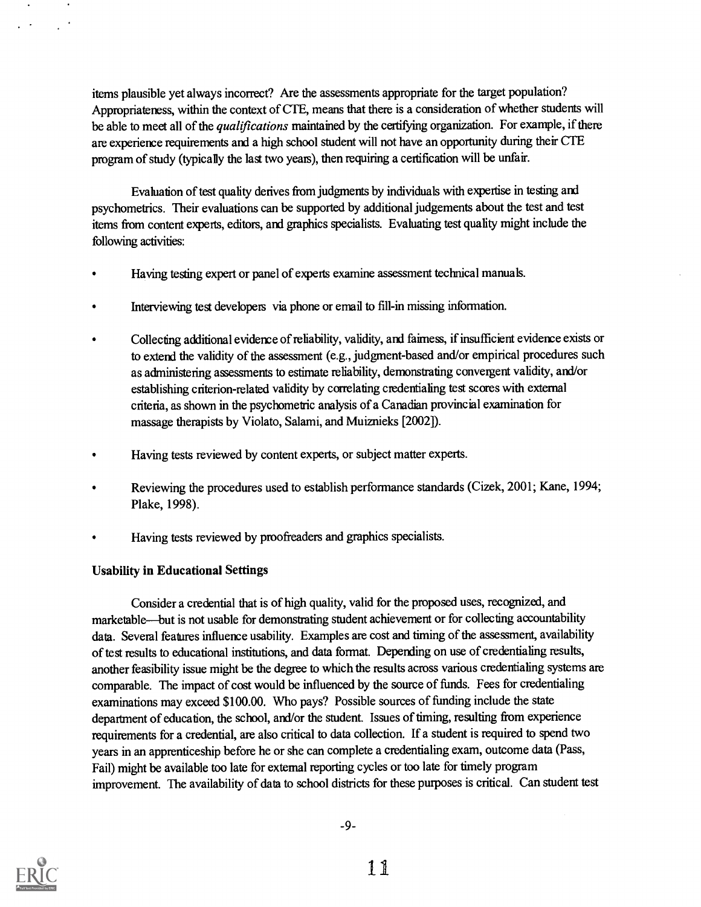items plausible yet always incorrect? Are the assessments appropriate for the target population? Appropriateness, within the context of CTE, means that there is a consideration of whether students will be able to meet all of the *qualifications* maintained by the certifying organization. For example, if there are experience requirements and a high school student will not have an opportunity during their CTE program of study (typically the last two years), then requiring a certification will be unfair.

Evaluation of test quality derives from judgments by individuals with expertise in testing and psychometrics. Their evaluations can be supported by additional judgements about the test and test items from content experts, editors, and graphics specialists. Evaluating test quality might include the following activities:

- Having testing expert or panel of experts examine assessment technical manuals.
- Interviewing test developers via phone or email to fill-in missing information.
- Collecting additional evidence of reliability, validity, and fairness, if insufficient evidence exists or to extend the validity of the assessment (e.g., judgment-based and/or empirical procedures such as administering assessments to estimate reliability, demonstrating convergent validity, and/or establishing criterion-related validity by correlating credentialing test scores with external criteria, as shown in the psychometric analysis of a Canadian provincial examination for massage therapists by Violato, Salami, and Muiznieks [2002]).
- Having tests reviewed by content experts, or subject matter experts.
- Reviewing the procedures used to establish performance standards (Cizek, 2001; Kane, 1994; Plake, 1998).
- Having tests reviewed by proofreaders and graphics specialists.

**Usability in Educational Settings**

Consider a credential that is of high quality, valid for the proposed uses, recognized, and marketable—but is not usable for demonstrating student achievement or for collecting accountability data. Several features influence usability. Examples are cost and timing of the assessment, availability of test results to educational institutions, and data format. Depending on use of credentialing results, another feasibility issue might be the degree to which the results across various credentialing systems are comparable. The impact of cost would be influenced by the source of funds. Fees for credentialing examinations may exceed $100.00. Who pays? Possible sources of funding include the state department of education, the school, and/or the student. Issues of timing, resulting from experience requirements for a credential, are also critical to data collection. If a student is required to spend two years in an apprenticeship before he or she can complete a credentialing exam, outcome data (Pass, Fail) might be available too late for external reporting cycles or too late for timely program improvement. The availability of data to school districts for these purposes is critical. Can student test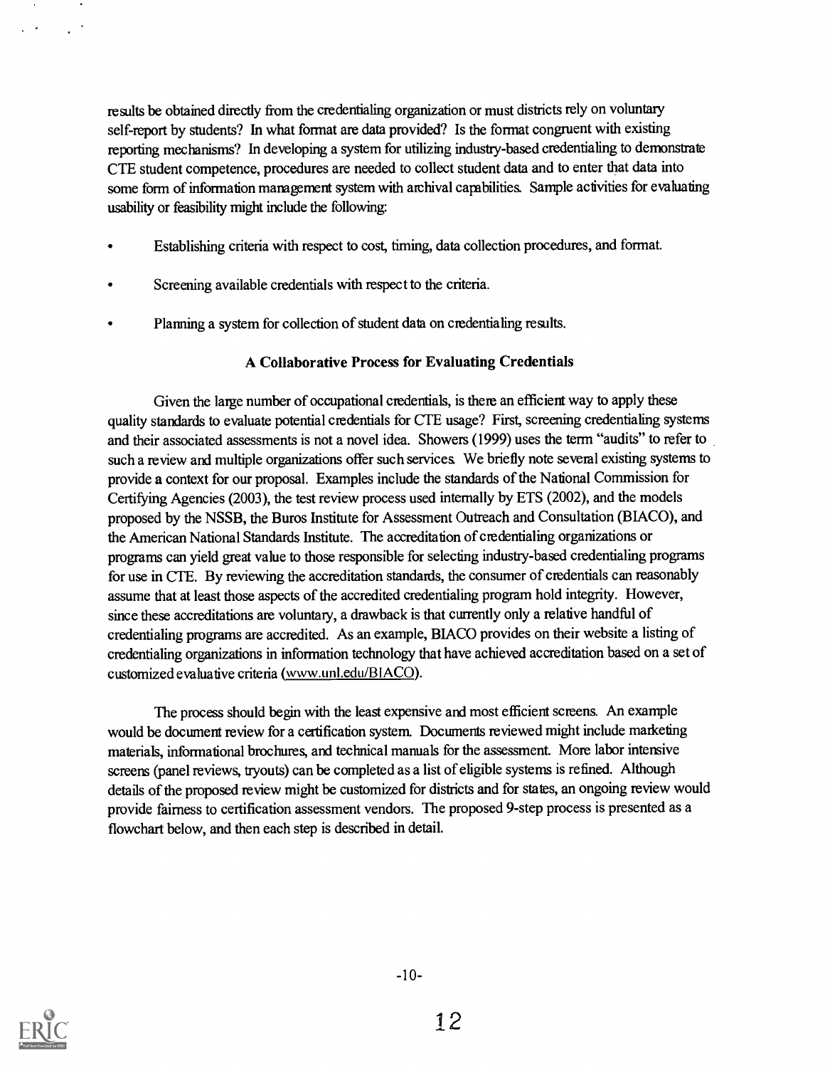results be obtained directly from the credentialing organization or must districts rely on voluntary self-report by students? In what format are data provided? Is the format congruent with existing reporting mechanisms? In developing a system for utilizing industry-based credentialing to demonstrate CTE student competence, procedures are needed to collect student data and to enter that data into some form of information management system with archival capabilities. Sample activities for evaluating usability or feasibility might include the following:

- Establishing criteria with respect to cost, timing, data collection procedures, and format.
- Screening available credentials with respect to the criteria.
- Planning a system for collection of student data on credentialing results.

### A Collaborative Process for Evaluating Credentials

Given the large number of occupational credentials, is there an efficient way to apply these quality standards to evaluate potential credentials for CTE usage? First, screening credentialing systems and their associated assessments is not a novel idea. Showers (1999) uses the term "audits" to refer to such a review and multiple organizations offer such services. We briefly note several existing systems to provide a context for our proposal. Examples include the standards of the National Commission for Certifying Agencies (2003), the test review process used internally by ETS (2002), and the models proposed by the NSSB, the Buros Institute for Assessment Outreach and Consultation (BIACO), and the American National Standards Institute. The accreditation of credentialing organizations or programs can yield great value to those responsible for selecting industry-based credentialing programs for use in CTE. By reviewing the accreditation standards, the consumer of credentials can reasonably assume that at least those aspects of the accredited credentialing program hold integrity. However, since these accreditations are voluntary, a drawback is that currently only a relative handful of credentialing programs are accredited. As an example, BIACO provides on their website a listing of credentialing organizations in information technology that have achieved accreditation based on a set of customized evaluative criteria (www.unl.edu/BIACO).

The process should begin with the least expensive and most efficient screens. An example would be document review for a certification system. Documents reviewed might include marketing materials, informational brochures, and technical manuals for the assessment. More labor intensive screens (panel reviews, tryouts) can be completed as a list of eligible systems is refined. Although details of the proposed review might be customized for districts and for states, an ongoing review would provide fairness to certification assessment vendors. The proposed 9-step process is presented as a flowchart below, and then each step is described in detail.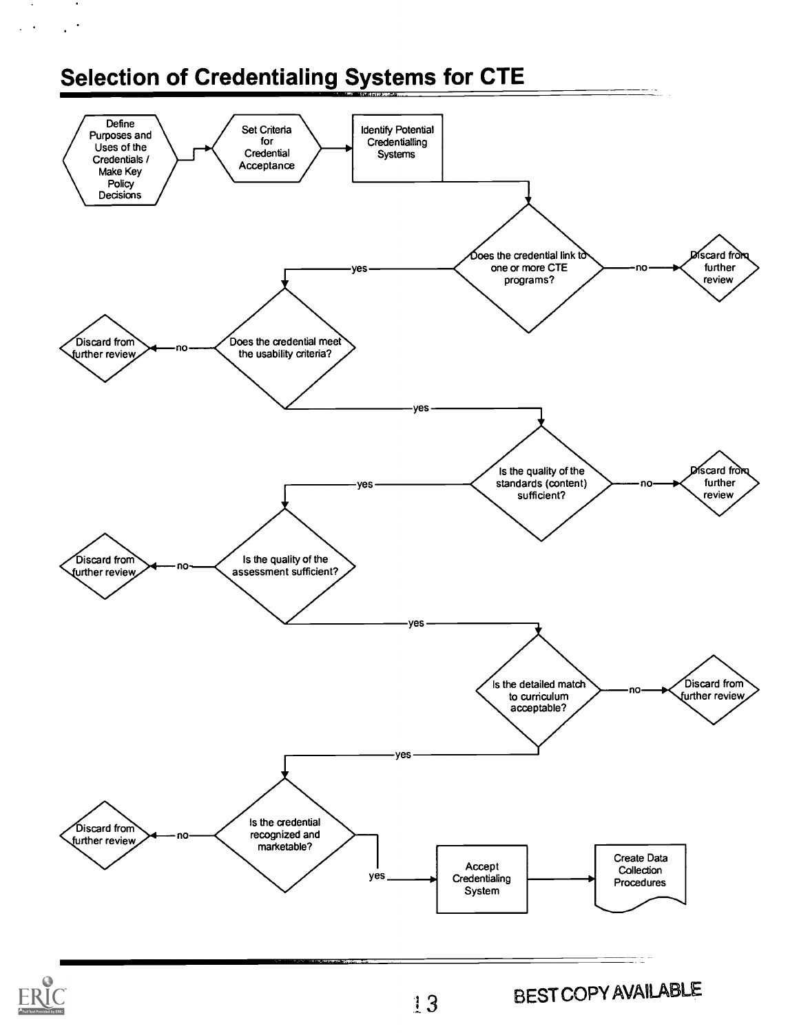# Selection of Credentialing Systems for CTE

Define Purposes and Uses of the Credentials / Make Key Policy Decisions → Set Criteria for Credential Acceptance → Identify Potential Credentialling Systems

Does the credential link to one or more CTE programs?
- no → Discard from further review
- yes → Does the credential meet the usability criteria?

Does the credential meet the usability criteria?
- no → Discard from further review
- yes → Is the quality of the standards (content) sufficient?

Is the quality of the standards (content) sufficient?
- no → Discard from further review
- yes → Is the quality of the assessment sufficient?

Is the quality of the assessment sufficient?
- no → Discard from further review
- yes → Is the detailed match to curriculum acceptable?

Is the detailed match to curriculum acceptable?
- no → Discard from further review
- yes → Is the credential recognized and marketable?

Is the credential recognized and marketable?
- no → Discard from further review
- yes → Accept Credentialing System → Create Data Collection Procedures

BEST COPY AVAILABLE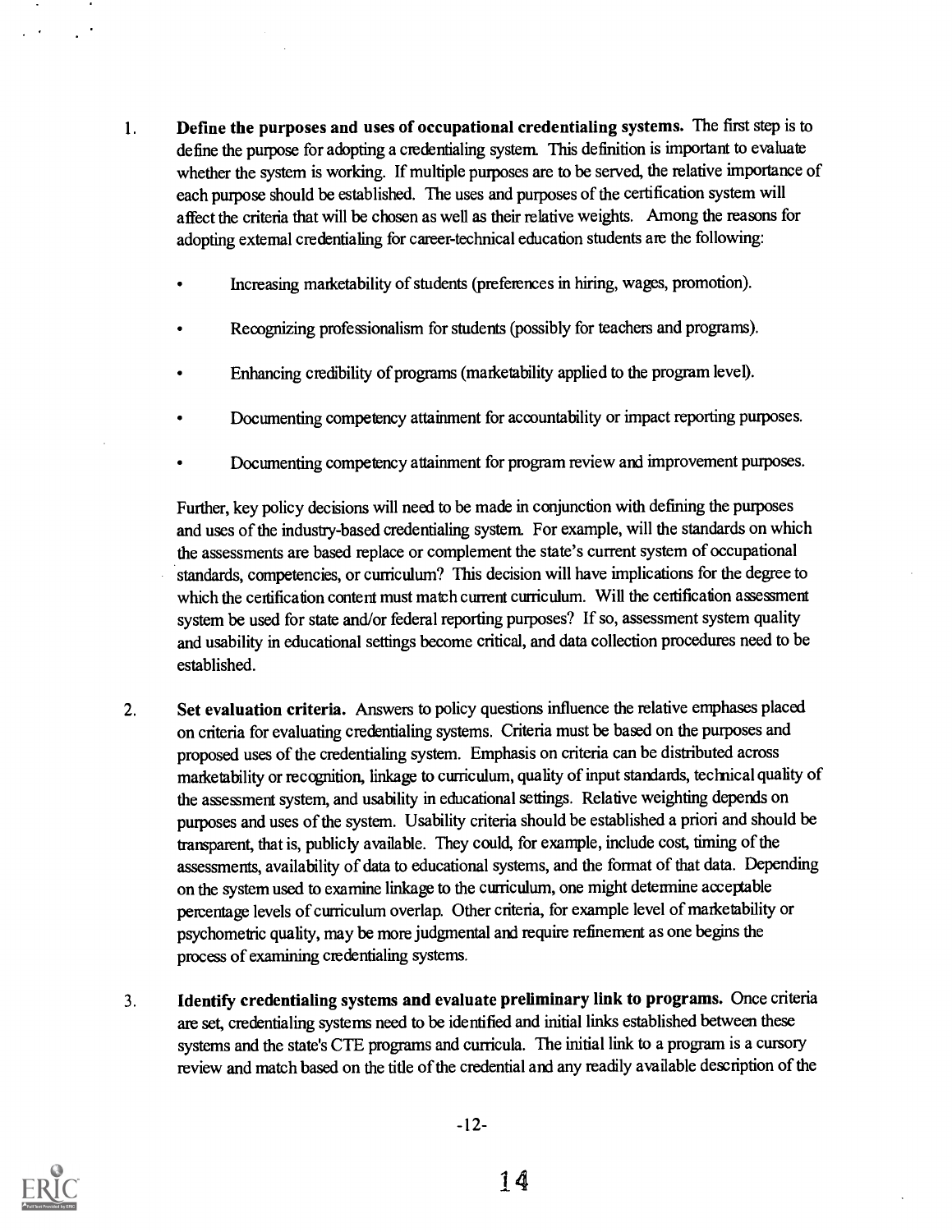1. **Define the purposes and uses of occupational credentialing systems.** The first step is to define the purpose for adopting a credentialing system. This definition is important to evaluate whether the system is working. If multiple purposes are to be served, the relative importance of each purpose should be established. The uses and purposes of the certification system will affect the criteria that will be chosen as well as their relative weights. Among the reasons for adopting external credentialing for career-technical education students are the following:

   - Increasing marketability of students (preferences in hiring, wages, promotion).
   - Recognizing professionalism for students (possibly for teachers and programs).
   - Enhancing credibility of programs (marketability applied to the program level).
   - Documenting competency attainment for accountability or impact reporting purposes.
   - Documenting competency attainment for program review and improvement purposes.

   Further, key policy decisions will need to be made in conjunction with defining the purposes and uses of the industry-based credentialing system. For example, will the standards on which the assessments are based replace or complement the state's current system of occupational standards, competencies, or curriculum? This decision will have implications for the degree to which the certification content must match current curriculum. Will the certification assessment system be used for state and/or federal reporting purposes? If so, assessment system quality and usability in educational settings become critical, and data collection procedures need to be established.

2. **Set evaluation criteria.** Answers to policy questions influence the relative emphases placed on criteria for evaluating credentialing systems. Criteria must be based on the purposes and proposed uses of the credentialing system. Emphasis on criteria can be distributed across marketability or recognition, linkage to curriculum, quality of input standards, technical quality of the assessment system, and usability in educational settings. Relative weighting depends on purposes and uses of the system. Usability criteria should be established a priori and should be transparent, that is, publicly available. They could, for example, include cost, timing of the assessments, availability of data to educational systems, and the format of that data. Depending on the system used to examine linkage to the curriculum, one might determine acceptable percentage levels of curriculum overlap. Other criteria, for example level of marketability or psychometric quality, may be more judgmental and require refinement as one begins the process of examining credentialing systems.

3. **Identify credentialing systems and evaluate preliminary link to programs.** Once criteria are set, credentialing systems need to be identified and initial links established between these systems and the state's CTE programs and curricula. The initial link to a program is a cursory review and match based on the title of the credential and any readily available description of the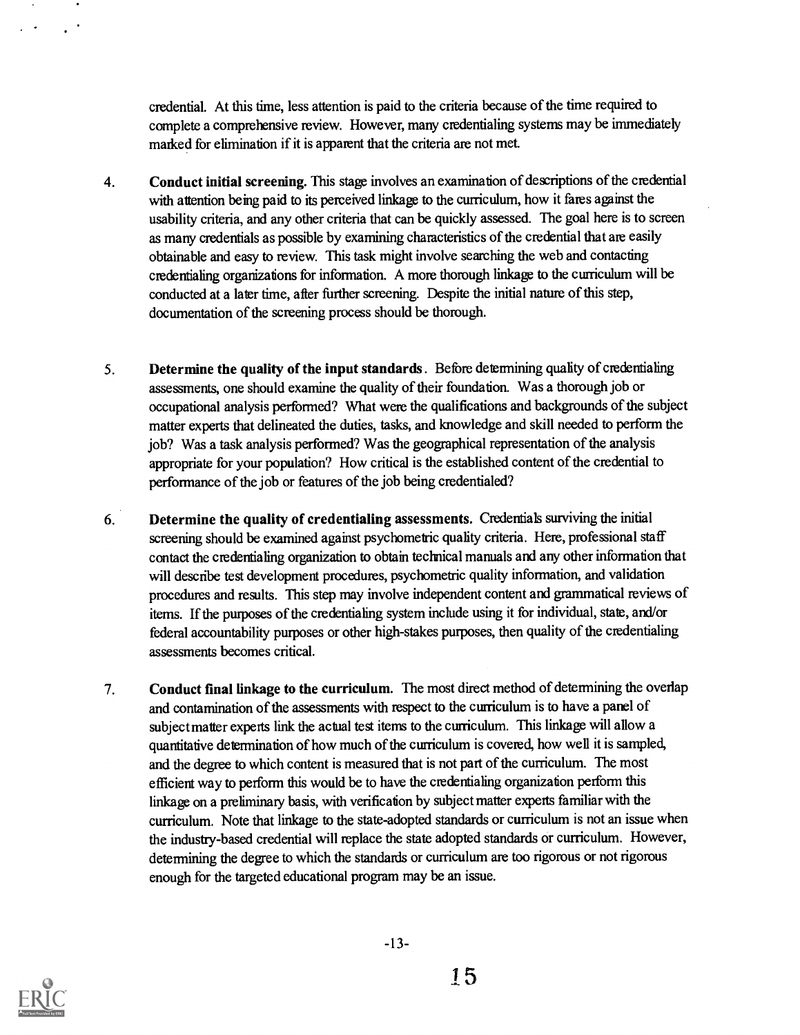credential. At this time, less attention is paid to the criteria because of the time required to complete a comprehensive review. However, many credentialing systems may be immediately marked for elimination if it is apparent that the criteria are not met.

4. **Conduct initial screening.** This stage involves an examination of descriptions of the credential with attention being paid to its perceived linkage to the curriculum, how it fares against the usability criteria, and any other criteria that can be quickly assessed. The goal here is to screen as many credentials as possible by examining characteristics of the credential that are easily obtainable and easy to review. This task might involve searching the web and contacting credentialing organizations for information. A more thorough linkage to the curriculum will be conducted at a later time, after further screening. Despite the initial nature of this step, documentation of the screening process should be thorough.

5. **Determine the quality of the input standards**. Before determining quality of credentialing assessments, one should examine the quality of their foundation. Was a thorough job or occupational analysis performed? What were the qualifications and backgrounds of the subject matter experts that delineated the duties, tasks, and knowledge and skill needed to perform the job? Was a task analysis performed? Was the geographical representation of the analysis appropriate for your population? How critical is the established content of the credential to performance of the job or features of the job being credentialed?

6. **Determine the quality of credentialing assessments.** Credentials surviving the initial screening should be examined against psychometric quality criteria. Here, professional staff contact the credentialing organization to obtain technical manuals and any other information that will describe test development procedures, psychometric quality information, and validation procedures and results. This step may involve independent content and grammatical reviews of items. If the purposes of the credentialing system include using it for individual, state, and/or federal accountability purposes or other high-stakes purposes, then quality of the credentialing assessments becomes critical.

7. **Conduct final linkage to the curriculum.** The most direct method of determining the overlap and contamination of the assessments with respect to the curriculum is to have a panel of subject matter experts link the actual test items to the curriculum. This linkage will allow a quantitative determination of how much of the curriculum is covered, how well it is sampled, and the degree to which content is measured that is not part of the curriculum. The most efficient way to perform this would be to have the credentialing organization perform this linkage on a preliminary basis, with verification by subject matter experts familiar with the curriculum. Note that linkage to the state-adopted standards or curriculum is not an issue when the industry-based credential will replace the state adopted standards or curriculum. However, determining the degree to which the standards or curriculum are too rigorous or not rigorous enough for the targeted educational program may be an issue.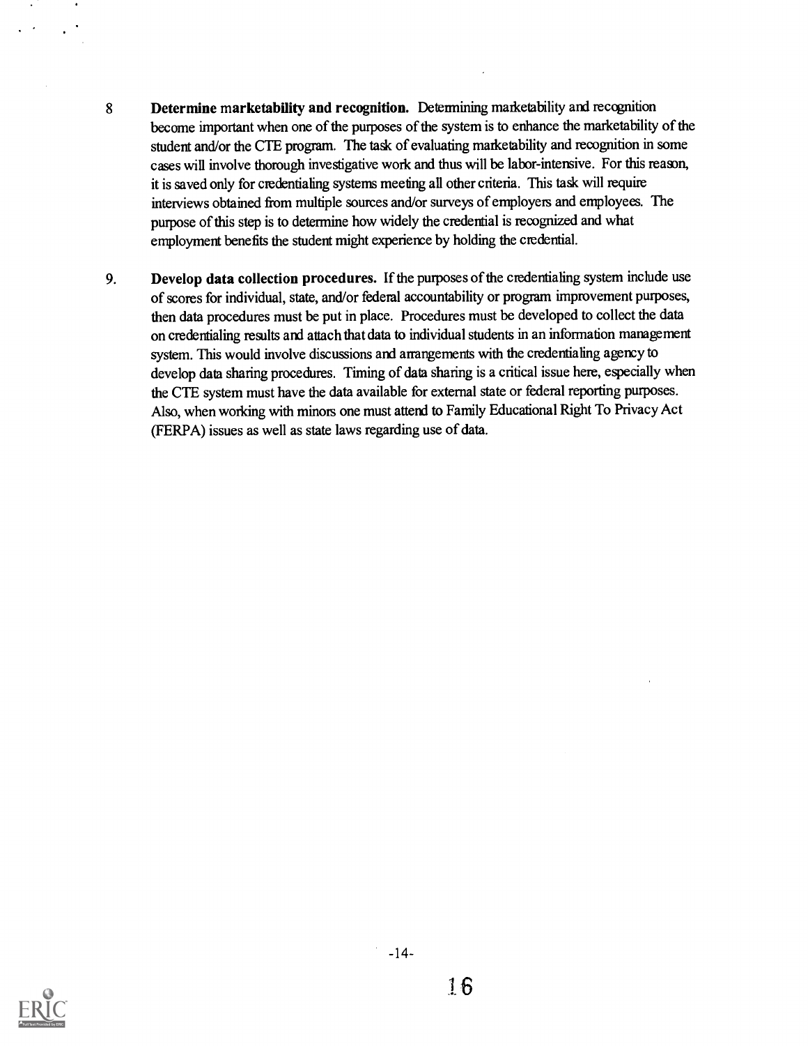8 **Determine marketability and recognition.** Determining marketability and recognition become important when one of the purposes of the system is to enhance the marketability of the student and/or the CTE program. The task of evaluating marketability and recognition in some cases will involve thorough investigative work and thus will be labor-intensive. For this reason, it is saved only for credentialing systems meeting all other criteria. This task will require interviews obtained from multiple sources and/or surveys of employers and employees. The purpose of this step is to determine how widely the credential is recognized and what employment benefits the student might experience by holding the credential.

9. **Develop data collection procedures.** If the purposes of the credentialing system include use of scores for individual, state, and/or federal accountability or program improvement purposes, then data procedures must be put in place. Procedures must be developed to collect the data on credentialing results and attach that data to individual students in an information management system. This would involve discussions and arrangements with the credentialing agency to develop data sharing procedures. Timing of data sharing is a critical issue here, especially when the CTE system must have the data available for external state or federal reporting purposes. Also, when working with minors one must attend to Family Educational Right To Privacy Act (FERPA) issues as well as state laws regarding use of data.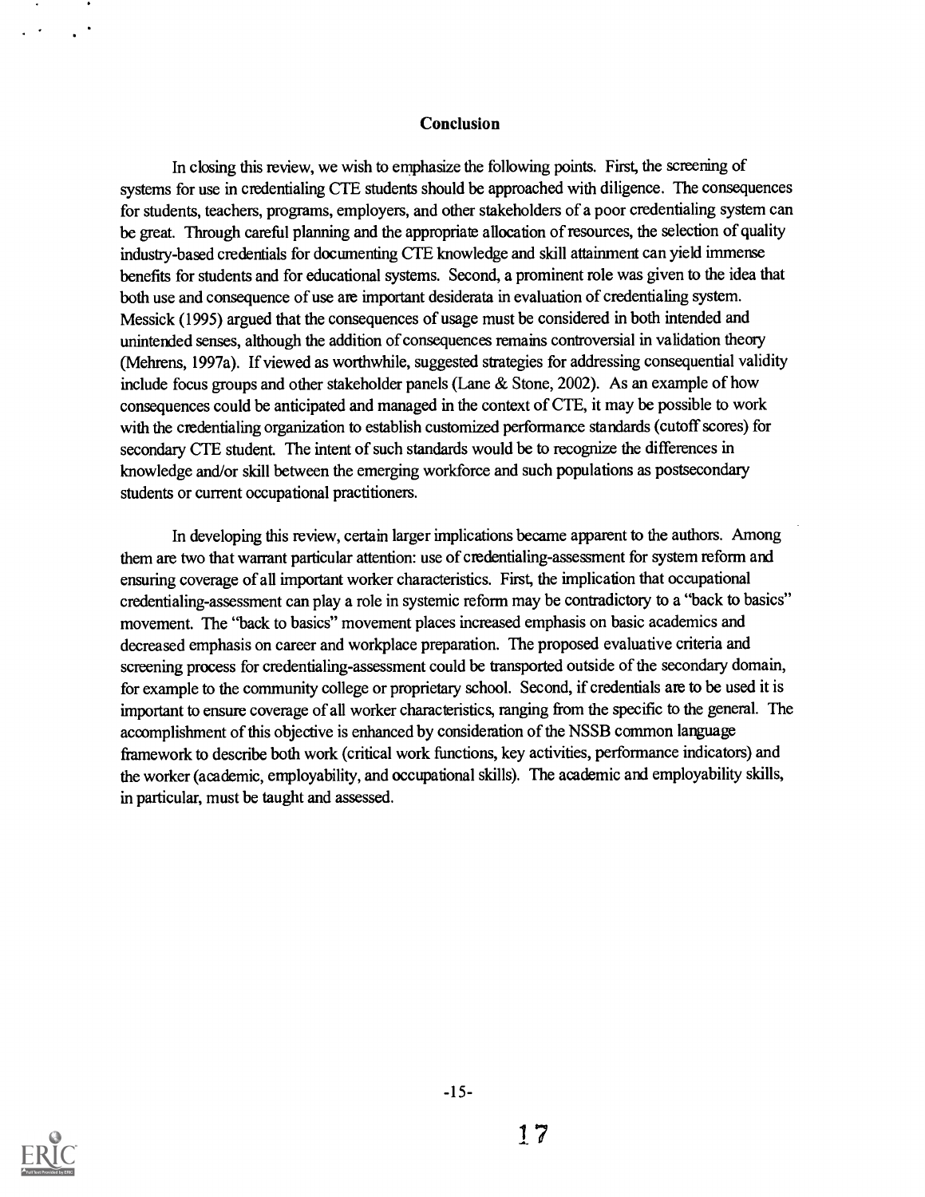## Conclusion

In closing this review, we wish to emphasize the following points. First, the screening of systems for use in credentialing CTE students should be approached with diligence. The consequences for students, teachers, programs, employers, and other stakeholders of a poor credentialing system can be great. Through careful planning and the appropriate allocation of resources, the selection of quality industry-based credentials for documenting CTE knowledge and skill attainment can yield immense benefits for students and for educational systems. Second, a prominent role was given to the idea that both use and consequence of use are important desiderata in evaluation of credentialing system. Messick (1995) argued that the consequences of usage must be considered in both intended and unintended senses, although the addition of consequences remains controversial in validation theory (Mehrens, 1997a). If viewed as worthwhile, suggested strategies for addressing consequential validity include focus groups and other stakeholder panels (Lane & Stone, 2002). As an example of how consequences could be anticipated and managed in the context of CTE, it may be possible to work with the credentialing organization to establish customized performance standards (cutoff scores) for secondary CTE student. The intent of such standards would be to recognize the differences in knowledge and/or skill between the emerging workforce and such populations as postsecondary students or current occupational practitioners.

In developing this review, certain larger implications became apparent to the authors. Among them are two that warrant particular attention: use of credentialing-assessment for system reform and ensuring coverage of all important worker characteristics. First, the implication that occupational credentialing-assessment can play a role in systemic reform may be contradictory to a "back to basics" movement. The "back to basics" movement places increased emphasis on basic academics and decreased emphasis on career and workplace preparation. The proposed evaluative criteria and screening process for credentialing-assessment could be transported outside of the secondary domain, for example to the community college or proprietary school. Second, if credentials are to be used it is important to ensure coverage of all worker characteristics, ranging from the specific to the general. The accomplishment of this objective is enhanced by consideration of the NSSB common language framework to describe both work (critical work functions, key activities, performance indicators) and the worker (academic, employability, and occupational skills). The academic and employability skills, in particular, must be taught and assessed.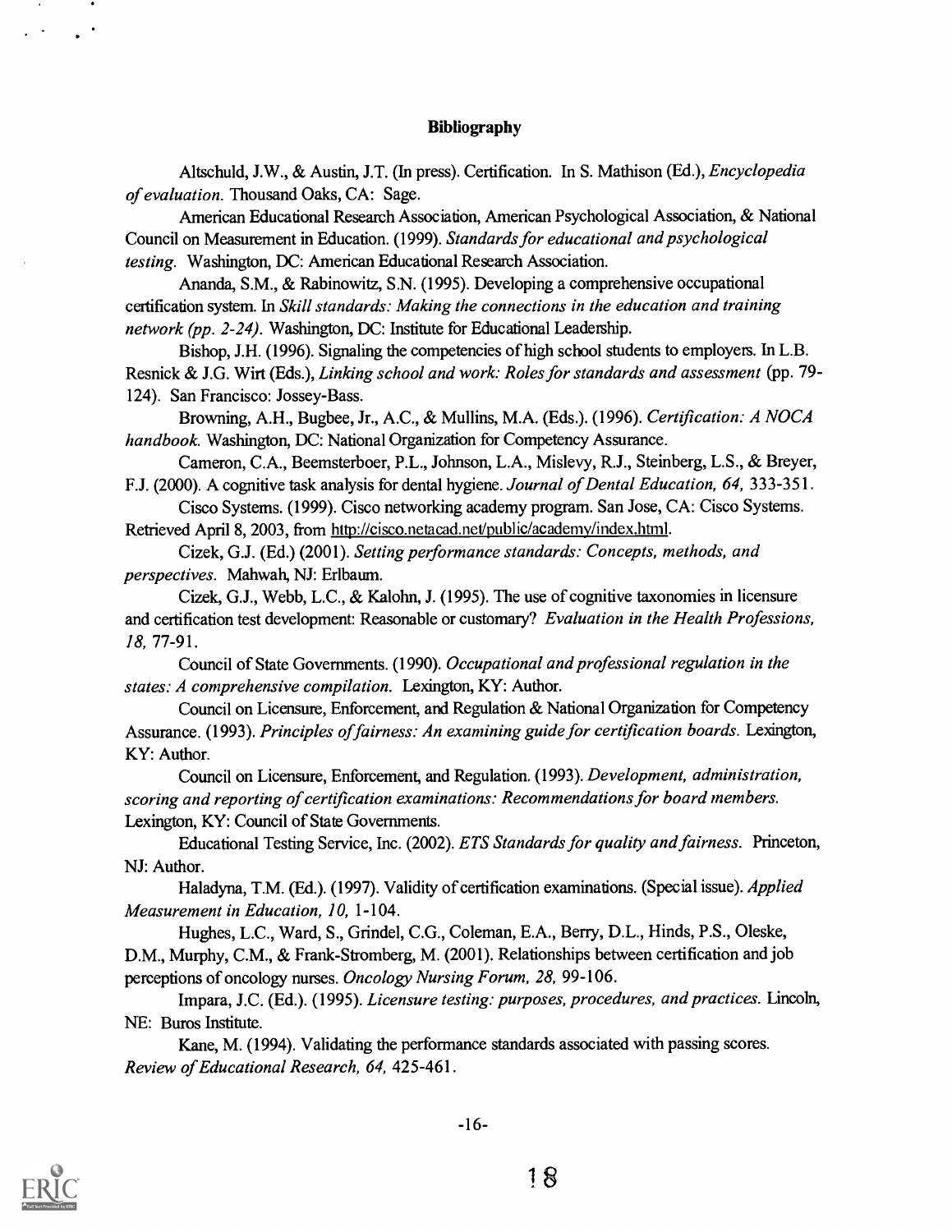## Bibliography

Altschuld, J.W., & Austin, J.T. (In press). Certification. In S. Mathison (Ed.), *Encyclopedia of evaluation*. Thousand Oaks, CA: Sage.

American Educational Research Association, American Psychological Association, & National Council on Measurement in Education. (1999). *Standards for educational and psychological testing*. Washington, DC: American Educational Research Association.

Ananda, S.M., & Rabinowitz, S.N. (1995). Developing a comprehensive occupational certification system. In *Skill standards: Making the connections in the education and training network (pp. 2-24)*. Washington, DC: Institute for Educational Leadership.

Bishop, J.H. (1996). Signaling the competencies of high school students to employers. In L.B. Resnick & J.G. Wirt (Eds.), *Linking school and work: Roles for standards and assessment* (pp. 79-124). San Francisco: Jossey-Bass.

Browning, A.H., Bugbee, Jr., A.C., & Mullins, M.A. (Eds.). (1996). *Certification: A NOCA handbook*. Washington, DC: National Organization for Competency Assurance.

Cameron, C.A., Beemsterboer, P.L., Johnson, L.A., Mislevy, R.J., Steinberg, L.S., & Breyer, F.J. (2000). A cognitive task analysis for dental hygiene. *Journal of Dental Education, 64*, 333-351.

Cisco Systems. (1999). Cisco networking academy program. San Jose, CA: Cisco Systems. Retrieved April 8, 2003, from http://cisco.netacad.net/public/academy/index.html.

Cizek, G.J. (Ed.) (2001). *Setting performance standards: Concepts, methods, and perspectives*. Mahwah, NJ: Erlbaum.

Cizek, G.J., Webb, L.C., & Kalohn, J. (1995). The use of cognitive taxonomies in licensure and certification test development: Reasonable or customary? *Evaluation in the Health Professions, 18*, 77-91.

Council of State Governments. (1990). *Occupational and professional regulation in the states: A comprehensive compilation*. Lexington, KY: Author.

Council on Licensure, Enforcement, and Regulation & National Organization for Competency Assurance. (1993). *Principles of fairness: An examining guide for certification boards*. Lexington, KY: Author.

Council on Licensure, Enforcement, and Regulation. (1993). *Development, administration, scoring and reporting of certification examinations: Recommendations for board members*. Lexington, KY: Council of State Governments.

Educational Testing Service, Inc. (2002). *ETS Standards for quality and fairness*. Princeton, NJ: Author.

Haladyna, T.M. (Ed.). (1997). Validity of certification examinations. (Special issue). *Applied Measurement in Education, 10*, 1-104.

Hughes, L.C., Ward, S., Grindel, C.G., Coleman, E.A., Berry, D.L., Hinds, P.S., Oleske, D.M., Murphy, C.M., & Frank-Stromberg, M. (2001). Relationships between certification and job perceptions of oncology nurses. *Oncology Nursing Forum, 28*, 99-106.

Impara, J.C. (Ed.). (1995). *Licensure testing: purposes, procedures, and practices*. Lincoln, NE: Buros Institute.

Kane, M. (1994). Validating the performance standards associated with passing scores. *Review of Educational Research, 64*, 425-461.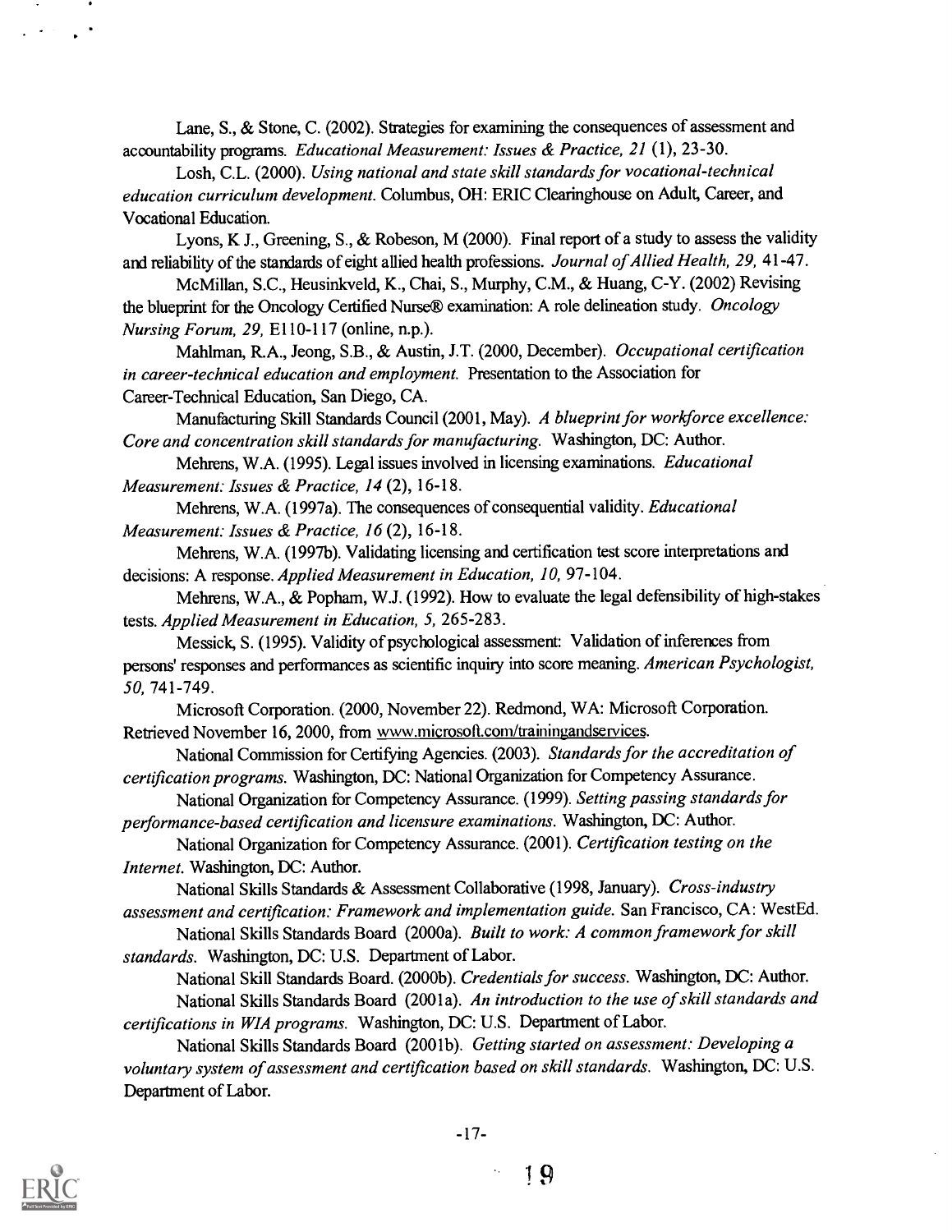Lane, S., & Stone, C. (2002). Strategies for examining the consequences of assessment and accountability programs. *Educational Measurement: Issues & Practice, 21* (1), 23-30.

Losh, C.L. (2000). *Using national and state skill standards for vocational-technical education curriculum development.* Columbus, OH: ERIC Clearinghouse on Adult, Career, and Vocational Education.

Lyons, K J., Greening, S., & Robeson, M (2000). Final report of a study to assess the validity and reliability of the standards of eight allied health professions. *Journal of Allied Health, 29,* 41-47.

McMillan, S.C., Heusinkveld, K., Chai, S., Murphy, C.M., & Huang, C-Y. (2002) Revising the blueprint for the Oncology Certified Nurse® examination: A role delineation study. *Oncology Nursing Forum, 29,* E110-117 (online, n.p.).

Mahlman, R.A., Jeong, S.B., & Austin, J.T. (2000, December). *Occupational certification in career-technical education and employment.* Presentation to the Association for Career-Technical Education, San Diego, CA.

Manufacturing Skill Standards Council (2001, May). *A blueprint for workforce excellence: Core and concentration skill standards for manufacturing.* Washington, DC: Author.

Mehrens, W.A. (1995). Legal issues involved in licensing examinations. *Educational Measurement: Issues & Practice, 14* (2), 16-18.

Mehrens, W.A. (1997a). The consequences of consequential validity. *Educational Measurement: Issues & Practice, 16* (2), 16-18.

Mehrens, W.A. (1997b). Validating licensing and certification test score interpretations and decisions: A response. *Applied Measurement in Education, 10,* 97-104.

Mehrens, W.A., & Popham, W.J. (1992). How to evaluate the legal defensibility of high-stakes tests. *Applied Measurement in Education, 5,* 265-283.

Messick, S. (1995). Validity of psychological assessment: Validation of inferences from persons' responses and performances as scientific inquiry into score meaning. *American Psychologist, 50,* 741-749.

Microsoft Corporation. (2000, November 22). Redmond, WA: Microsoft Corporation. Retrieved November 16, 2000, from www.microsoft.com/trainingandservices.

National Commission for Certifying Agencies. (2003). *Standards for the accreditation of certification programs.* Washington, DC: National Organization for Competency Assurance.

National Organization for Competency Assurance. (1999). *Setting passing standards for performance-based certification and licensure examinations.* Washington, DC: Author.

National Organization for Competency Assurance. (2001). *Certification testing on the Internet.* Washington, DC: Author.

National Skills Standards & Assessment Collaborative (1998, January). *Cross-industry assessment and certification: Framework and implementation guide.* San Francisco, CA: WestEd.

National Skills Standards Board (2000a). *Built to work: A common framework for skill standards.* Washington, DC: U.S. Department of Labor.

National Skill Standards Board. (2000b). *Credentials for success.* Washington, DC: Author.

National Skills Standards Board (2001a). *An introduction to the use of skill standards and certifications in WIA programs.* Washington, DC: U.S. Department of Labor.

National Skills Standards Board (2001b). *Getting started on assessment: Developing a voluntary system of assessment and certification based on skill standards.* Washington, DC: U.S. Department of Labor.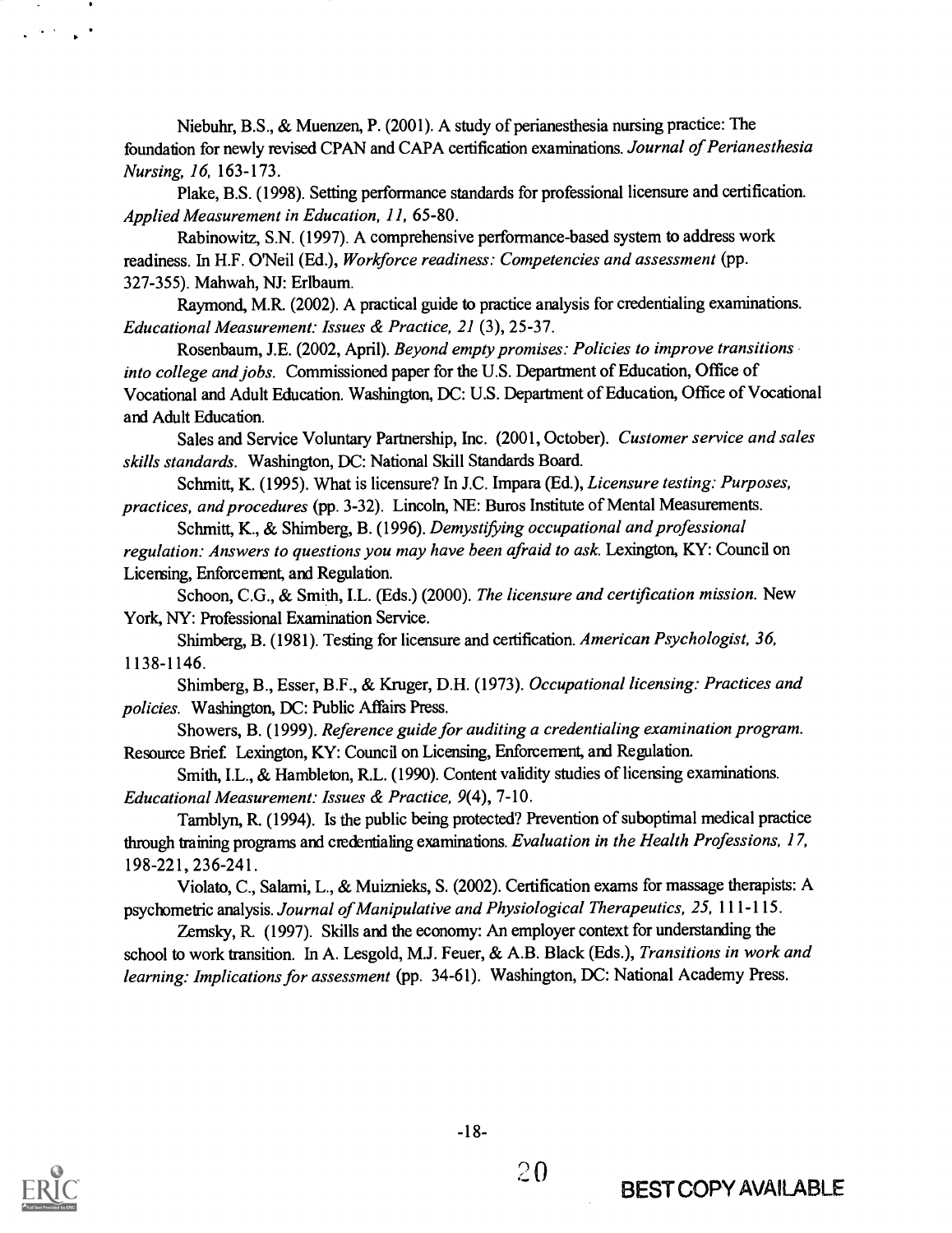Niebuhr, B.S., & Muenzen, P. (2001). A study of perianesthesia nursing practice: The foundation for newly revised CPAN and CAPA certification examinations. *Journal of Perianesthesia Nursing, 16,* 163-173.

Plake, B.S. (1998). Setting performance standards for professional licensure and certification. *Applied Measurement in Education, 11,* 65-80.

Rabinowitz, S.N. (1997). A comprehensive performance-based system to address work readiness. In H.F. O'Neil (Ed.), *Workforce readiness: Competencies and assessment* (pp. 327-355). Mahwah, NJ: Erlbaum.

Raymond, M.R. (2002). A practical guide to practice analysis for credentialing examinations. *Educational Measurement: Issues & Practice, 21* (3), 25-37.

Rosenbaum, J.E. (2002, April). *Beyond empty promises: Policies to improve transitions into college and jobs.* Commissioned paper for the U.S. Department of Education, Office of Vocational and Adult Education. Washington, DC: U.S. Department of Education, Office of Vocational and Adult Education.

Sales and Service Voluntary Partnership, Inc. (2001, October). *Customer service and sales skills standards.* Washington, DC: National Skill Standards Board.

Schmitt, K. (1995). What is licensure? In J.C. Impara (Ed.), *Licensure testing: Purposes, practices, and procedures* (pp. 3-32). Lincoln, NE: Buros Institute of Mental Measurements.

Schmitt, K., & Shimberg, B. (1996). *Demystifying occupational and professional regulation: Answers to questions you may have been afraid to ask.* Lexington, KY: Council on Licensing, Enforcement, and Regulation.

Schoon, C.G., & Smith, I.L. (Eds.) (2000). *The licensure and certification mission.* New York, NY: Professional Examination Service.

Shimberg, B. (1981). Testing for licensure and certification. *American Psychologist, 36,* 1138-1146.

Shimberg, B., Esser, B.F., & Kruger, D.H. (1973). *Occupational licensing: Practices and policies.* Washington, DC: Public Affairs Press.

Showers, B. (1999). *Reference guide for auditing a credentialing examination program.* Resource Brief. Lexington, KY: Council on Licensing, Enforcement, and Regulation.

Smith, I.L., & Hambleton, R.L. (1990). Content validity studies of licensing examinations. *Educational Measurement: Issues & Practice, 9*(4), 7-10.

Tamblyn, R. (1994). Is the public being protected? Prevention of suboptimal medical practice through training programs and credentialing examinations. *Evaluation in the Health Professions, 17,* 198-221, 236-241.

Violato, C., Salami, L., & Muiznieks, S. (2002). Certification exams for massage therapists: A psychometric analysis. *Journal of Manipulative and Physiological Therapeutics, 25,* 111-115.

Zemsky, R. (1997). Skills and the economy: An employer context for understanding the school to work transition. In A. Lesgold, M.J. Feuer, & A.B. Black (Eds.), *Transitions in work and learning: Implications for assessment* (pp. 34-61). Washington, DC: National Academy Press.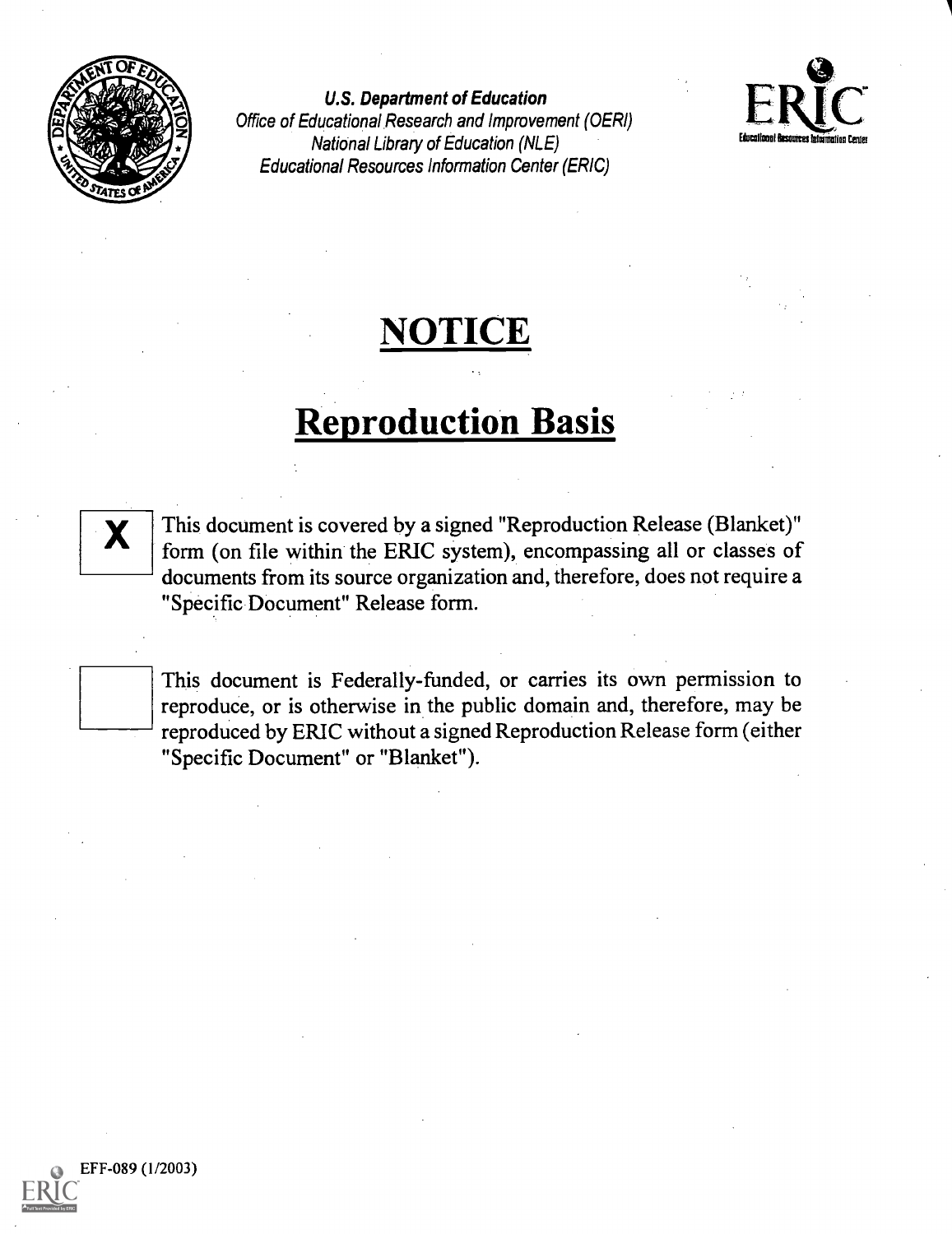**U.S. Department of Education**

*Office of Educational Research and Improvement (OERI)*

*National Library of Education (NLE)*

*Educational Resources Information Center (ERIC)*

# NOTICE

# Reproduction Basis

- [X] This document is covered by a signed "Reproduction Release (Blanket)" form (on file within the ERIC system), encompassing all or classes of documents from its source organization and, therefore, does not require a "Specific Document" Release form.

- [ ] This document is Federally-funded, or carries its own permission to reproduce, or is otherwise in the public domain and, therefore, may be reproduced by ERIC without a signed Reproduction Release form (either "Specific Document" or "Blanket").

EFF-089 (1/2003)